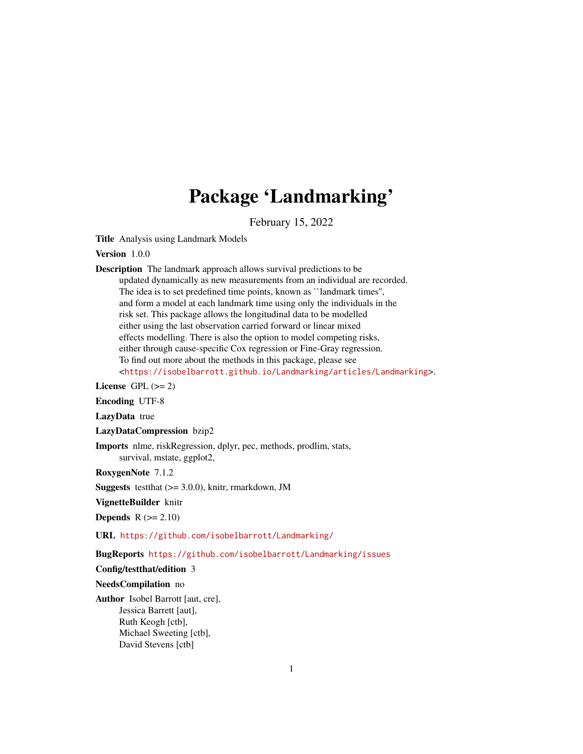# Package 'Landmarking'

February 15, 2022

**Title** Analysis using Landmark Models

**Version** 1.0.0

**Description** The landmark approach allows survival predictions to be updated dynamically as new measurements from an individual are recorded. The idea is to set predefined time points, known as ``landmark times'', and form a model at each landmark time using only the individuals in the risk set. This package allows the longitudinal data to be modelled either using the last observation carried forward or linear mixed effects modelling. There is also the option to model competing risks, either through cause-specific Cox regression or Fine-Gray regression. To find out more about the methods in this package, please see <https://isobelbarrott.github.io/Landmarking/articles/Landmarking>.

**License** GPL (>= 2)

**Encoding** UTF-8

**LazyData** true

**LazyDataCompression** bzip2

**Imports** nlme, riskRegression, dplyr, pec, methods, prodlim, stats, survival, mstate, ggplot2,

**RoxygenNote** 7.1.2

**Suggests** testthat (>= 3.0.0), knitr, rmarkdown, JM

**VignetteBuilder** knitr

**Depends** R (>= 2.10)

**URL** https://github.com/isobelbarrott/Landmarking/

**BugReports** https://github.com/isobelbarrott/Landmarking/issues

**Config/testthat/edition** 3

**NeedsCompilation** no

**Author** Isobel Barrott [aut, cre],
Jessica Barrett [aut],
Ruth Keogh [ctb],
Michael Sweeting [ctb],
David Stevens [ctb]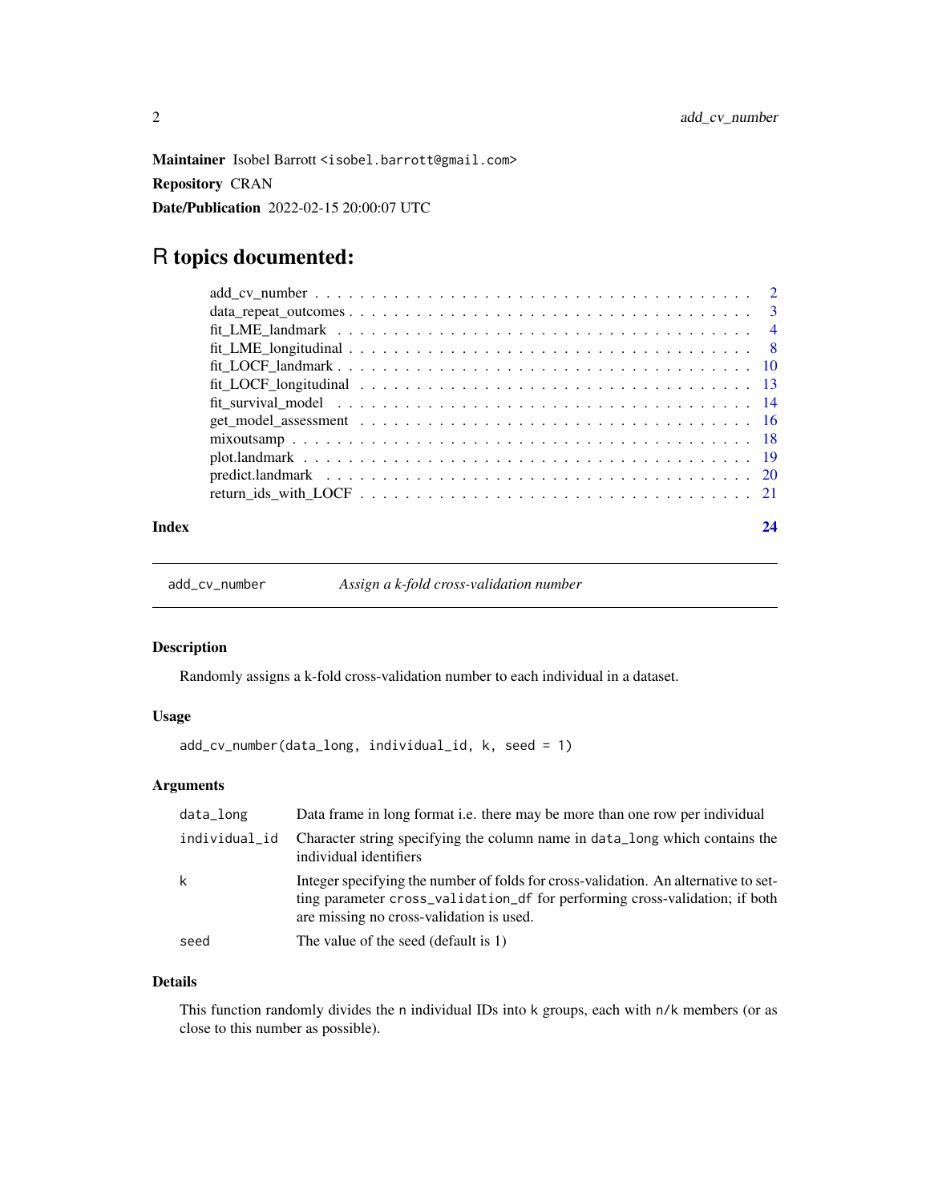**Maintainer** Isobel Barrott <isobel.barrott@gmail.com>

**Repository** CRAN

**Date/Publication** 2022-02-15 20:00:07 UTC

# R topics documented:

- add_cv_number . . . . . . . . . . . . . . . . . . . . . . . . . . . . . . . . . . . 2
- data_repeat_outcomes . . . . . . . . . . . . . . . . . . . . . . . . . . . . . . . . 3
- fit_LME_landmark . . . . . . . . . . . . . . . . . . . . . . . . . . . . . . . . . . 4
- fit_LME_longitudinal . . . . . . . . . . . . . . . . . . . . . . . . . . . . . . . . 8
- fit_LOCF_landmark . . . . . . . . . . . . . . . . . . . . . . . . . . . . . . . . . 10
- fit_LOCF_longitudinal . . . . . . . . . . . . . . . . . . . . . . . . . . . . . . . 13
- fit_survival_model . . . . . . . . . . . . . . . . . . . . . . . . . . . . . . . . . 14
- get_model_assessment . . . . . . . . . . . . . . . . . . . . . . . . . . . . . . . 16
- mixoutsamp . . . . . . . . . . . . . . . . . . . . . . . . . . . . . . . . . . . . . 18
- plot.landmark . . . . . . . . . . . . . . . . . . . . . . . . . . . . . . . . . . . . 19
- predict.landmark . . . . . . . . . . . . . . . . . . . . . . . . . . . . . . . . . . 20
- return_ids_with_LOCF . . . . . . . . . . . . . . . . . . . . . . . . . . . . . . . 21

**Index** 24

---

## add_cv_number — *Assign a k-fold cross-validation number*

### Description

Randomly assigns a k-fold cross-validation number to each individual in a dataset.

### Usage

```
add_cv_number(data_long, individual_id, k, seed = 1)
```

### Arguments

| | |
|---|---|
| `data_long` | Data frame in long format i.e. there may be more than one row per individual |
| `individual_id` | Character string specifying the column name in `data_long` which contains the individual identifiers |
| `k` | Integer specifying the number of folds for cross-validation. An alternative to setting parameter `cross_validation_df` for performing cross-validation; if both are missing no cross-validation is used. |
| `seed` | The value of the seed (default is 1) |

### Details

This function randomly divides the `n` individual IDs into `k` groups, each with `n/k` members (or as close to this number as possible).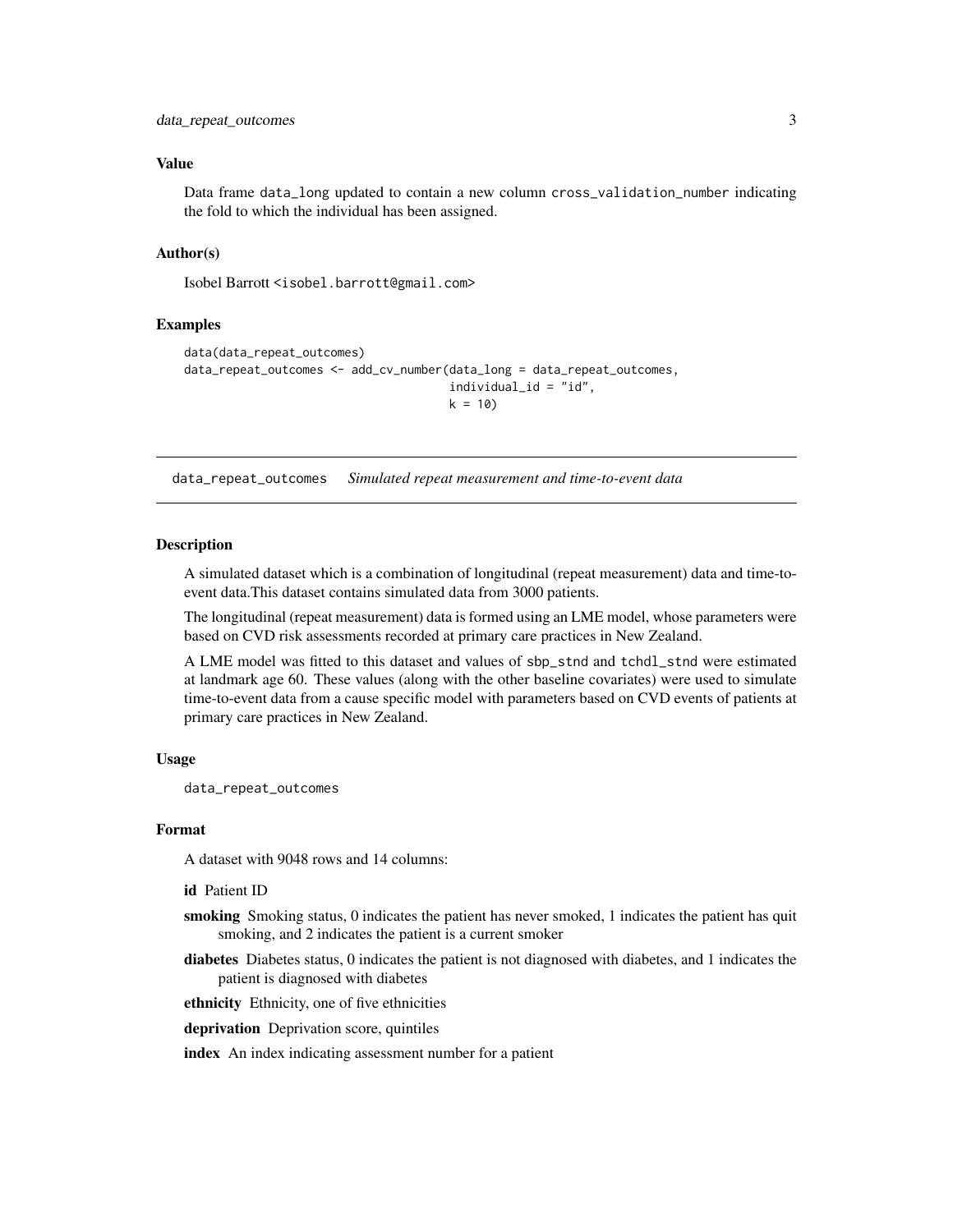### Value

Data frame data_long updated to contain a new column cross_validation_number indicating the fold to which the individual has been assigned.

### Author(s)

Isobel Barrott <isobel.barrott@gmail.com>

### Examples

```
data(data_repeat_outcomes)
data_repeat_outcomes <- add_cv_number(data_long = data_repeat_outcomes,
                                      individual_id = "id",
                                      k = 10)
```

---

## data_repeat_outcomes    *Simulated repeat measurement and time-to-event data*

---

### Description

A simulated dataset which is a combination of longitudinal (repeat measurement) data and time-to-event data.This dataset contains simulated data from 3000 patients.

The longitudinal (repeat measurement) data is formed using an LME model, whose parameters were based on CVD risk assessments recorded at primary care practices in New Zealand.

A LME model was fitted to this dataset and values of sbp_stnd and tchdl_stnd were estimated at landmark age 60. These values (along with the other baseline covariates) were used to simulate time-to-event data from a cause specific model with parameters based on CVD events of patients at primary care practices in New Zealand.

### Usage

```
data_repeat_outcomes
```

### Format

A dataset with 9048 rows and 14 columns:

**id** Patient ID

**smoking** Smoking status, 0 indicates the patient has never smoked, 1 indicates the patient has quit smoking, and 2 indicates the patient is a current smoker

**diabetes** Diabetes status, 0 indicates the patient is not diagnosed with diabetes, and 1 indicates the patient is diagnosed with diabetes

**ethnicity** Ethnicity, one of five ethnicities

**deprivation** Deprivation score, quintiles

**index** An index indicating assessment number for a patient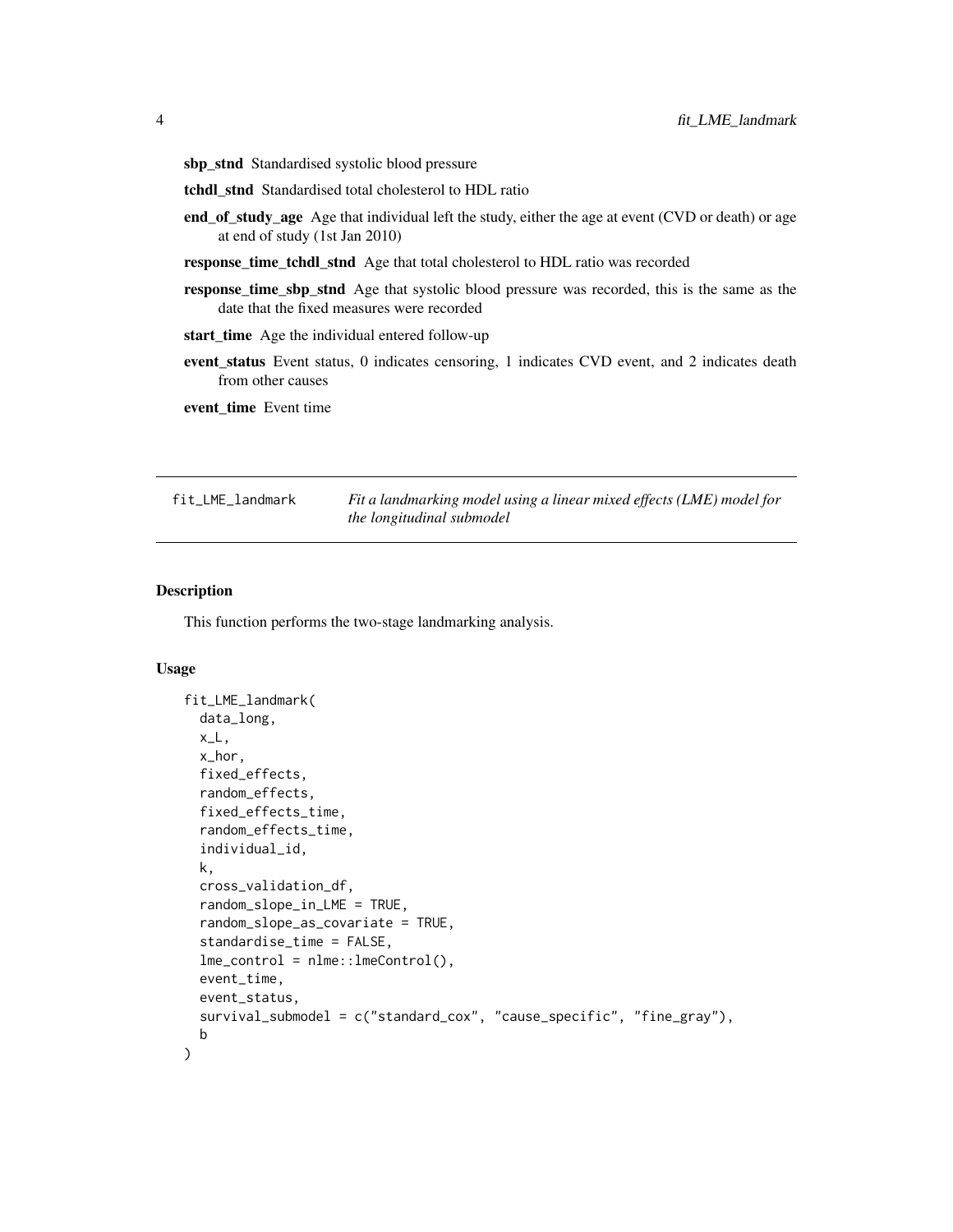**sbp_stnd** Standardised systolic blood pressure

**tchdl_stnd** Standardised total cholesterol to HDL ratio

**end_of_study_age** Age that individual left the study, either the age at event (CVD or death) or age at end of study (1st Jan 2010)

**response_time_tchdl_stnd** Age that total cholesterol to HDL ratio was recorded

**response_time_sbp_stnd** Age that systolic blood pressure was recorded, this is the same as the date that the fixed measures were recorded

**start_time** Age the individual entered follow-up

**event_status** Event status, 0 indicates censoring, 1 indicates CVD event, and 2 indicates death from other causes

**event_time** Event time

---

## fit_LME_landmark — *Fit a landmarking model using a linear mixed effects (LME) model for the longitudinal submodel*

---

### Description

This function performs the two-stage landmarking analysis.

### Usage

```
fit_LME_landmark(
  data_long,
  x_L,
  x_hor,
  fixed_effects,
  random_effects,
  fixed_effects_time,
  random_effects_time,
  individual_id,
  k,
  cross_validation_df,
  random_slope_in_LME = TRUE,
  random_slope_as_covariate = TRUE,
  standardise_time = FALSE,
  lme_control = nlme::lmeControl(),
  event_time,
  event_status,
  survival_submodel = c("standard_cox", "cause_specific", "fine_gray"),
  b
)
```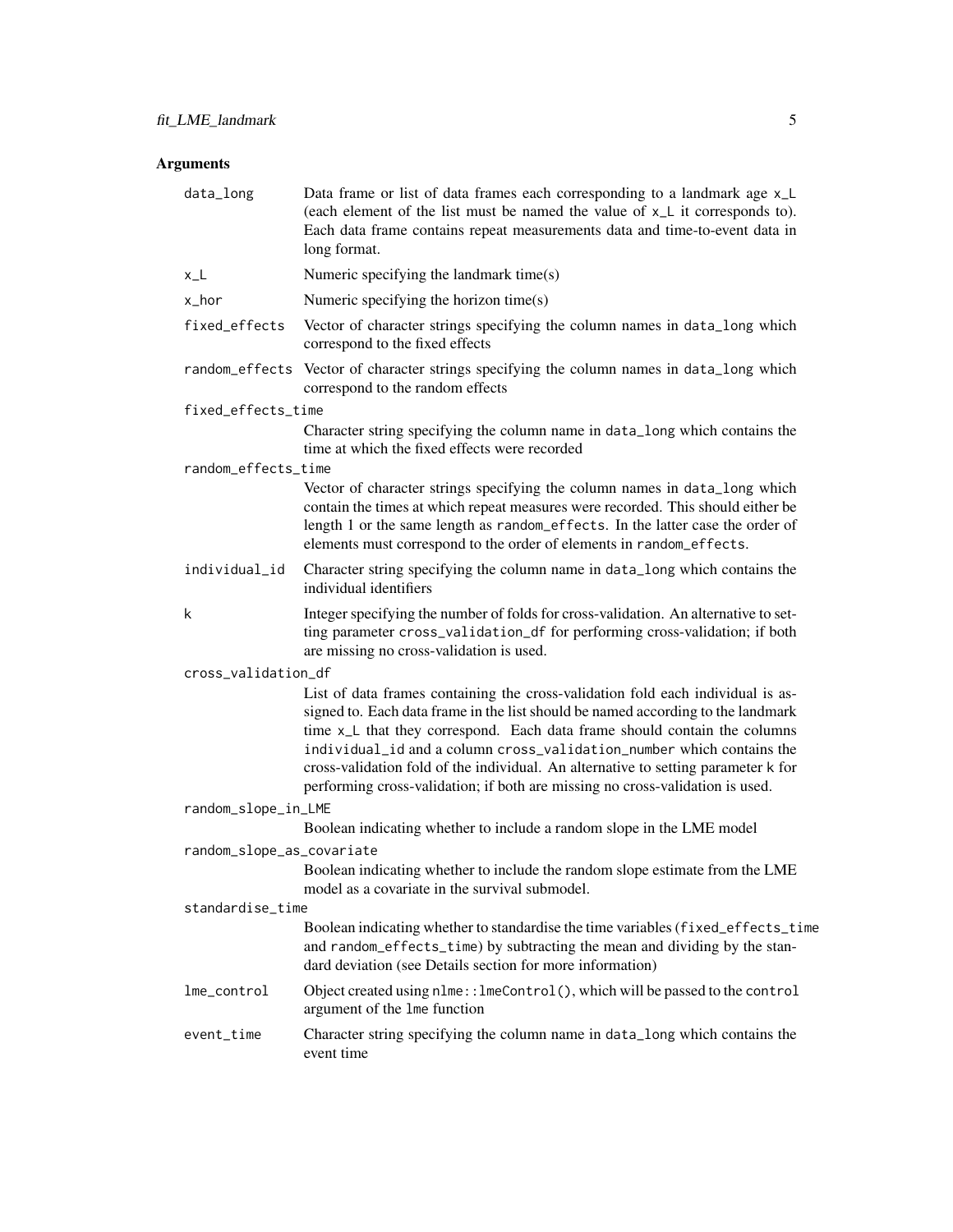## Arguments

| | |
|---|---|
| `data_long` | Data frame or list of data frames each corresponding to a landmark age `x_L` (each element of the list must be named the value of `x_L` it corresponds to). Each data frame contains repeat measurements data and time-to-event data in long format. |
| `x_L` | Numeric specifying the landmark time(s) |
| `x_hor` | Numeric specifying the horizon time(s) |
| `fixed_effects` | Vector of character strings specifying the column names in `data_long` which correspond to the fixed effects |
| `random_effects` | Vector of character strings specifying the column names in `data_long` which correspond to the random effects |
| `fixed_effects_time` | Character string specifying the column name in `data_long` which contains the time at which the fixed effects were recorded |
| `random_effects_time` | Vector of character strings specifying the column names in `data_long` which contain the times at which repeat measures were recorded. This should either be length 1 or the same length as `random_effects`. In the latter case the order of elements must correspond to the order of elements in `random_effects`. |
| `individual_id` | Character string specifying the column name in `data_long` which contains the individual identifiers |
| `k` | Integer specifying the number of folds for cross-validation. An alternative to setting parameter `cross_validation_df` for performing cross-validation; if both are missing no cross-validation is used. |
| `cross_validation_df` | List of data frames containing the cross-validation fold each individual is assigned to. Each data frame in the list should be named according to the landmark time `x_L` that they correspond. Each data frame should contain the columns `individual_id` and a column `cross_validation_number` which contains the cross-validation fold of the individual. An alternative to setting parameter `k` for performing cross-validation; if both are missing no cross-validation is used. |
| `random_slope_in_LME` | Boolean indicating whether to include a random slope in the LME model |
| `random_slope_as_covariate` | Boolean indicating whether to include the random slope estimate from the LME model as a covariate in the survival submodel. |
| `standardise_time` | Boolean indicating whether to standardise the time variables (`fixed_effects_time` and `random_effects_time`) by subtracting the mean and dividing by the standard deviation (see Details section for more information) |
| `lme_control` | Object created using `nlme::lmeControl()`, which will be passed to the `control` argument of the `lme` function |
| `event_time` | Character string specifying the column name in `data_long` which contains the event time |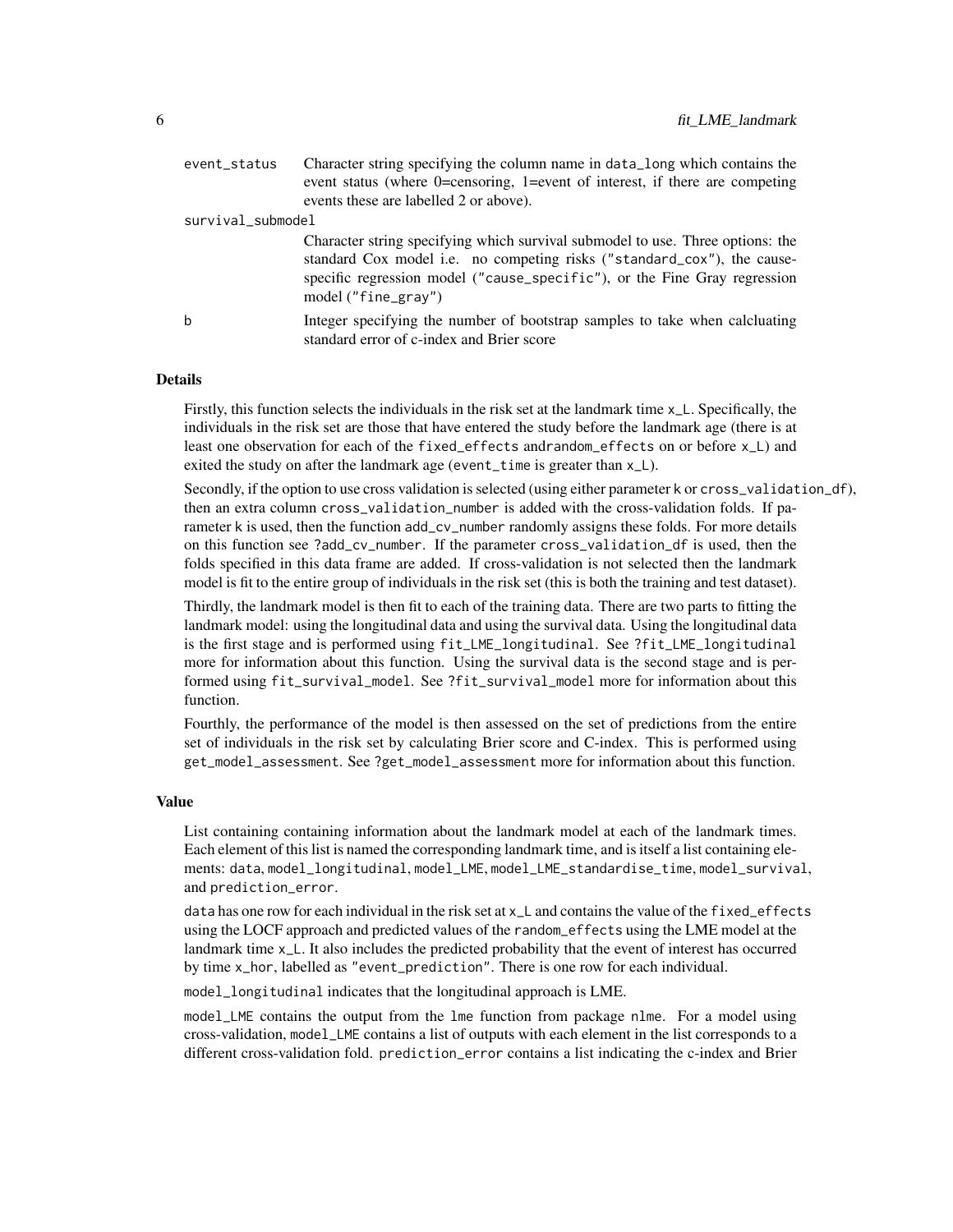| | |
|---|---|
| `event_status` | Character string specifying the column name in `data_long` which contains the event status (where 0=censoring, 1=event of interest, if there are competing events these are labelled 2 or above). |
| `survival_submodel` | Character string specifying which survival submodel to use. Three options: the standard Cox model i.e. no competing risks (`"standard_cox"`), the cause-specific regression model (`"cause_specific"`), or the Fine Gray regression model (`"fine_gray"`) |
| `b` | Integer specifying the number of bootstrap samples to take when calcluating standard error of c-index and Brier score |

### Details

Firstly, this function selects the individuals in the risk set at the landmark time `x_L`. Specifically, the individuals in the risk set are those that have entered the study before the landmark age (there is at least one observation for each of the `fixed_effects` and`random_effects` on or before `x_L`) and exited the study on after the landmark age (`event_time` is greater than `x_L`).

Secondly, if the option to use cross validation is selected (using either parameter `k` or `cross_validation_df`), then an extra column `cross_validation_number` is added with the cross-validation folds. If parameter `k` is used, then the function `add_cv_number` randomly assigns these folds. For more details on this function see `?add_cv_number`. If the parameter `cross_validation_df` is used, then the folds specified in this data frame are added. If cross-validation is not selected then the landmark model is fit to the entire group of individuals in the risk set (this is both the training and test dataset).

Thirdly, the landmark model is then fit to each of the training data. There are two parts to fitting the landmark model: using the longitudinal data and using the survival data. Using the longitudinal data is the first stage and is performed using `fit_LME_longitudinal`. See `?fit_LME_longitudinal` more for information about this function. Using the survival data is the second stage and is performed using `fit_survival_model`. See `?fit_survival_model` more for information about this function.

Fourthly, the performance of the model is then assessed on the set of predictions from the entire set of individuals in the risk set by calculating Brier score and C-index. This is performed using `get_model_assessment`. See `?get_model_assessment` more for information about this function.

### Value

List containing containing information about the landmark model at each of the landmark times. Each element of this list is named the corresponding landmark time, and is itself a list containing elements: `data`, `model_longitudinal`, `model_LME`, `model_LME_standardise_time`, `model_survival`, and `prediction_error`.

`data` has one row for each individual in the risk set at `x_L` and contains the value of the `fixed_effects` using the LOCF approach and predicted values of the `random_effects` using the LME model at the landmark time `x_L`. It also includes the predicted probability that the event of interest has occurred by time `x_hor`, labelled as `"event_prediction"`. There is one row for each individual.

`model_longitudinal` indicates that the longitudinal approach is LME.

`model_LME` contains the output from the `lme` function from package `nlme`. For a model using cross-validation, `model_LME` contains a list of outputs with each element in the list corresponds to a different cross-validation fold. `prediction_error` contains a list indicating the c-index and Brier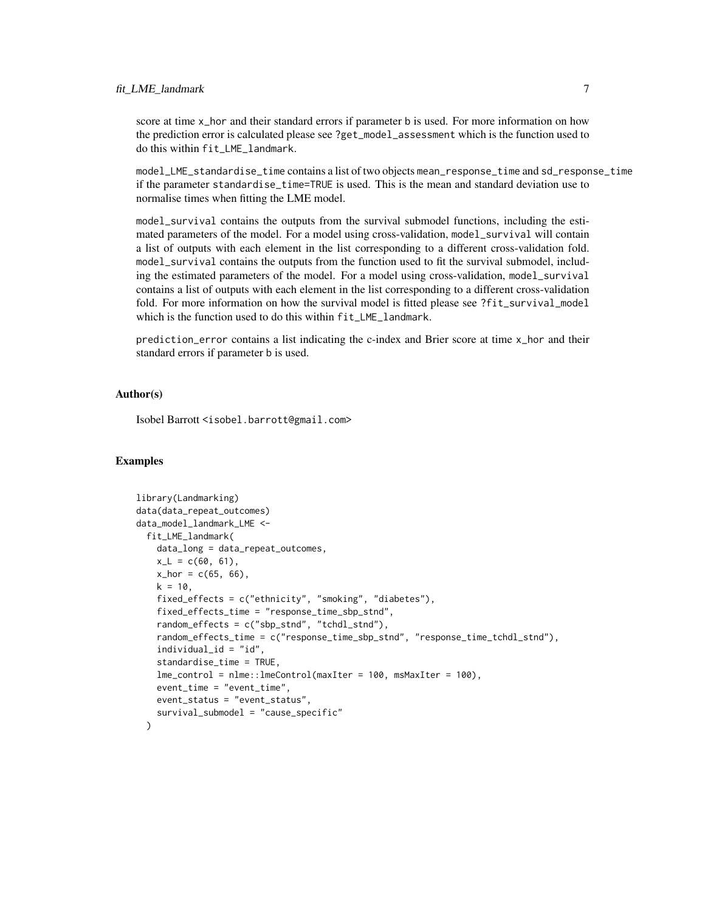score at time x_hor and their standard errors if parameter b is used. For more information on how the prediction error is calculated please see ?get_model_assessment which is the function used to do this within fit_LME_landmark.

model_LME_standardise_time contains a list of two objects mean_response_time and sd_response_time if the parameter standardise_time=TRUE is used. This is the mean and standard deviation use to normalise times when fitting the LME model.

model_survival contains the outputs from the survival submodel functions, including the estimated parameters of the model. For a model using cross-validation, model_survival will contain a list of outputs with each element in the list corresponding to a different cross-validation fold. model_survival contains the outputs from the function used to fit the survival submodel, including the estimated parameters of the model. For a model using cross-validation, model_survival contains a list of outputs with each element in the list corresponding to a different cross-validation fold. For more information on how the survival model is fitted please see ?fit_survival_model which is the function used to do this within fit_LME_landmark.

prediction_error contains a list indicating the c-index and Brier score at time x_hor and their standard errors if parameter b is used.

## Author(s)

Isobel Barrott <isobel.barrott@gmail.com>

## Examples

```
library(Landmarking)
data(data_repeat_outcomes)
data_model_landmark_LME <-
  fit_LME_landmark(
    data_long = data_repeat_outcomes,
    x_L = c(60, 61),
    x_hor = c(65, 66),
    k = 10,
    fixed_effects = c("ethnicity", "smoking", "diabetes"),
    fixed_effects_time = "response_time_sbp_stnd",
    random_effects = c("sbp_stnd", "tchdl_stnd"),
    random_effects_time = c("response_time_sbp_stnd", "response_time_tchdl_stnd"),
    individual_id = "id",
    standardise_time = TRUE,
    lme_control = nlme::lmeControl(maxIter = 100, msMaxIter = 100),
    event_time = "event_time",
    event_status = "event_status",
    survival_submodel = "cause_specific"
  )
```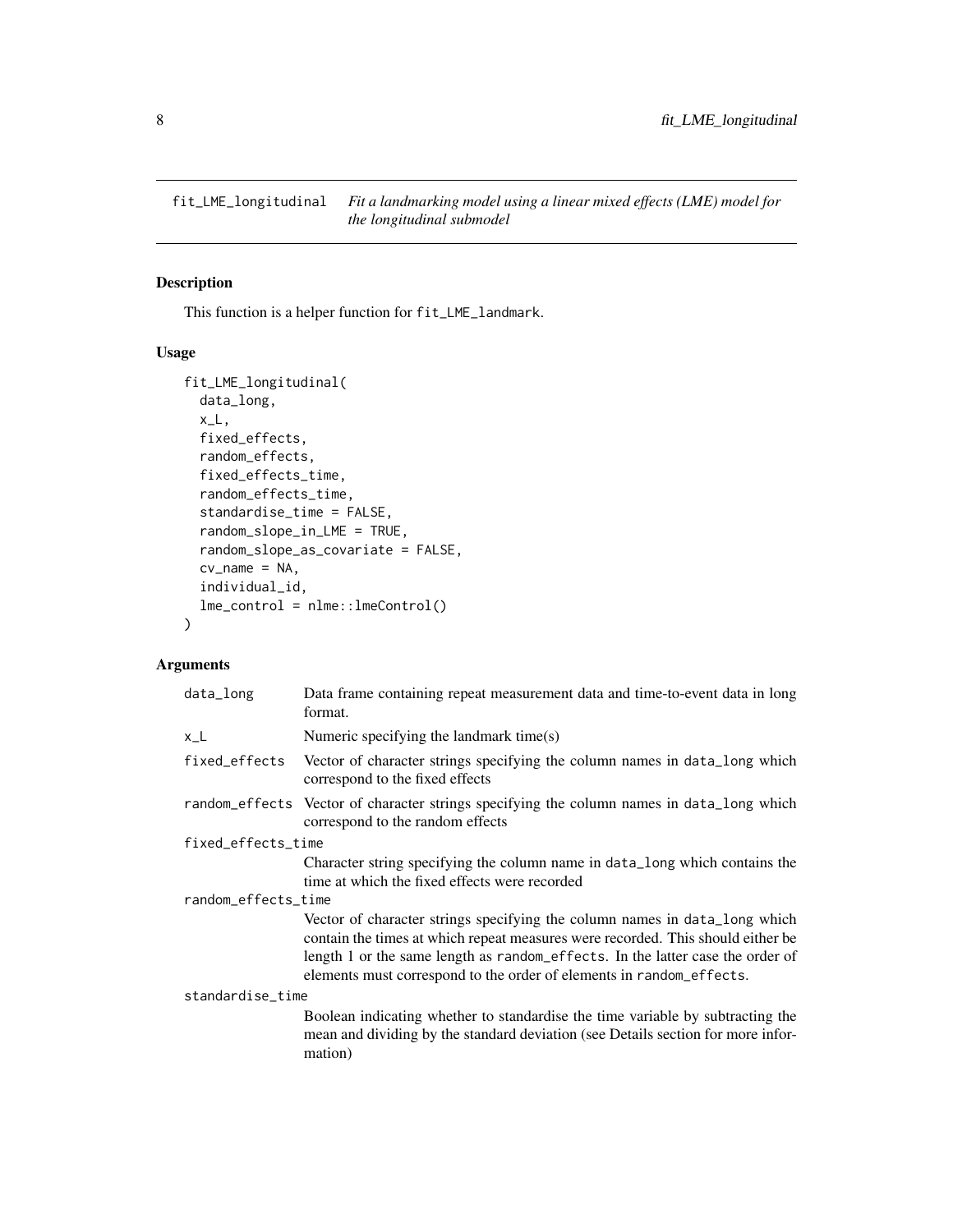fit_LME_longitudinal *Fit a landmarking model using a linear mixed effects (LME) model for the longitudinal submodel*

## Description

This function is a helper function for fit_LME_landmark.

## Usage

```
fit_LME_longitudinal(
  data_long,
  x_L,
  fixed_effects,
  random_effects,
  fixed_effects_time,
  random_effects_time,
  standardise_time = FALSE,
  random_slope_in_LME = TRUE,
  random_slope_as_covariate = FALSE,
  cv_name = NA,
  individual_id,
  lme_control = nlme::lmeControl()
)
```

## Arguments

| | |
|---|---|
| data_long | Data frame containing repeat measurement data and time-to-event data in long format. |
| x_L | Numeric specifying the landmark time(s) |
| fixed_effects | Vector of character strings specifying the column names in data_long which correspond to the fixed effects |
| random_effects | Vector of character strings specifying the column names in data_long which correspond to the random effects |
| fixed_effects_time | Character string specifying the column name in data_long which contains the time at which the fixed effects were recorded |
| random_effects_time | Vector of character strings specifying the column names in data_long which contain the times at which repeat measures were recorded. This should either be length 1 or the same length as random_effects. In the latter case the order of elements must correspond to the order of elements in random_effects. |
| standardise_time | Boolean indicating whether to standardise the time variable by subtracting the mean and dividing by the standard deviation (see Details section for more information) |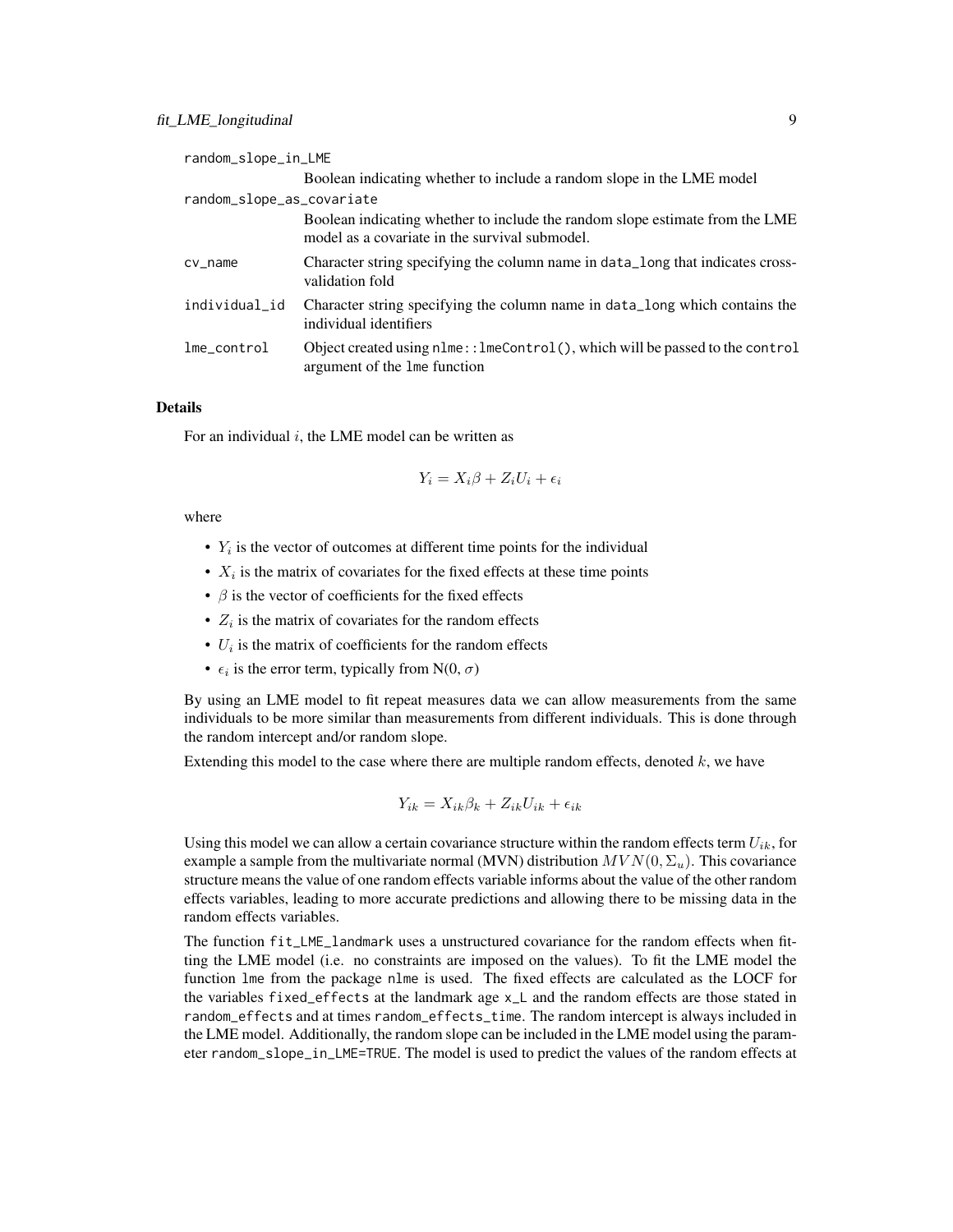`random_slope_in_LME`
: Boolean indicating whether to include a random slope in the LME model

`random_slope_as_covariate`
: Boolean indicating whether to include the random slope estimate from the LME model as a covariate in the survival submodel.

`cv_name`
: Character string specifying the column name in `data_long` that indicates cross-validation fold

`individual_id`
: Character string specifying the column name in `data_long` which contains the individual identifiers

`lme_control`
: Object created using `nlme::lmeControl()`, which will be passed to the `control` argument of the `lme` function

## Details

For an individual $i$, the LME model can be written as

$$Y_i = X_i\beta + Z_iU_i + \epsilon_i$$

where

- $Y_i$ is the vector of outcomes at different time points for the individual
- $X_i$ is the matrix of covariates for the fixed effects at these time points
- $\beta$ is the vector of coefficients for the fixed effects
- $Z_i$ is the matrix of covariates for the random effects
- $U_i$ is the matrix of coefficients for the random effects
- $\epsilon_i$ is the error term, typically from N(0, $\sigma$)

By using an LME model to fit repeat measures data we can allow measurements from the same individuals to be more similar than measurements from different individuals. This is done through the random intercept and/or random slope.

Extending this model to the case where there are multiple random effects, denoted $k$, we have

$$Y_{ik} = X_{ik}\beta_k + Z_{ik}U_{ik} + \epsilon_{ik}$$

Using this model we can allow a certain covariance structure within the random effects term $U_{ik}$, for example a sample from the multivariate normal (MVN) distribution $MVN(0, \Sigma_u)$. This covariance structure means the value of one random effects variable informs about the value of the other random effects variables, leading to more accurate predictions and allowing there to be missing data in the random effects variables.

The function `fit_LME_landmark` uses a unstructured covariance for the random effects when fitting the LME model (i.e. no constraints are imposed on the values). To fit the LME model the function `lme` from the package `nlme` is used. The fixed effects are calculated as the LOCF for the variables `fixed_effects` at the landmark age `x_L` and the random effects are those stated in `random_effects` and at times `random_effects_time`. The random intercept is always included in the LME model. Additionally, the random slope can be included in the LME model using the parameter `random_slope_in_LME=TRUE`. The model is used to predict the values of the random effects at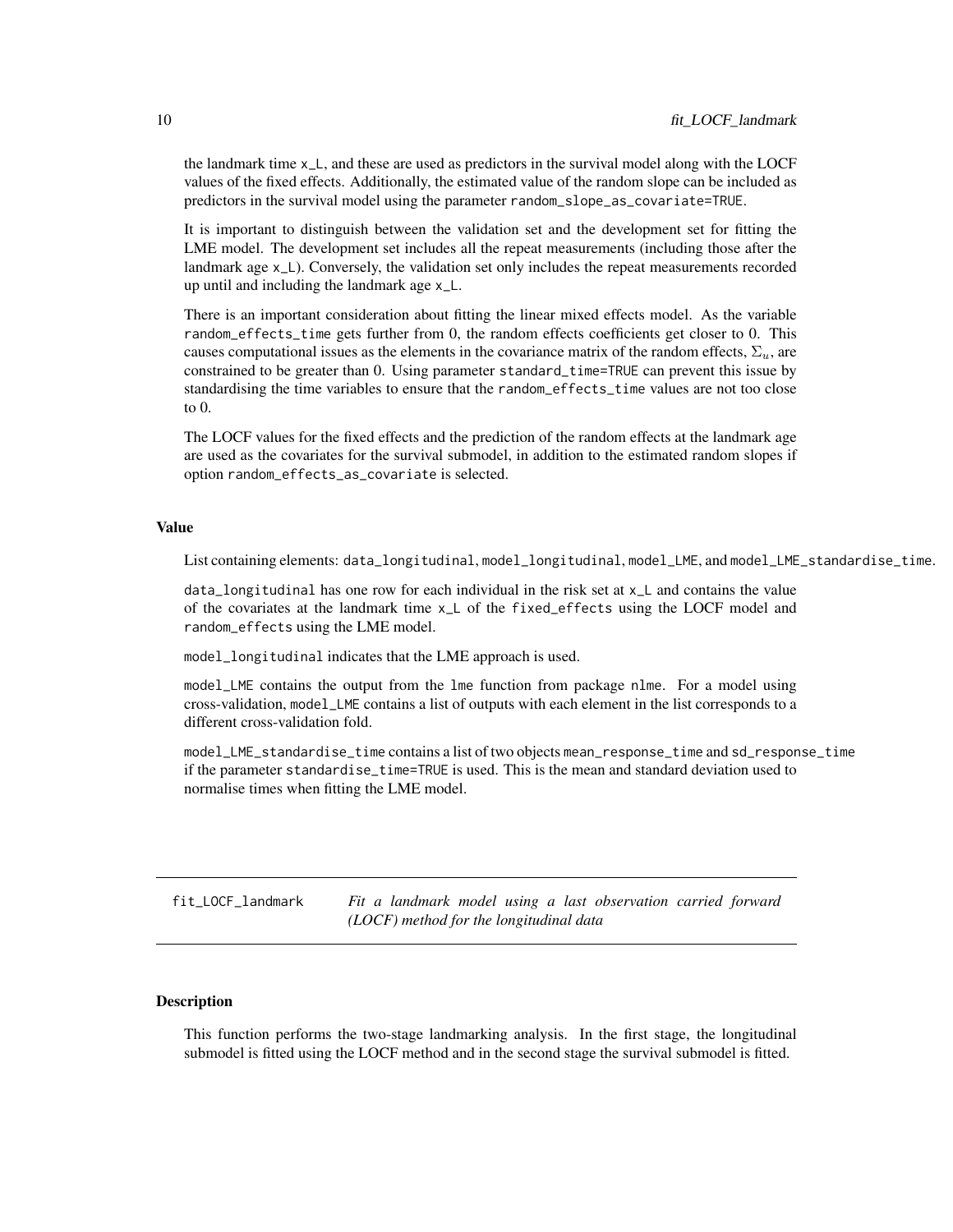the landmark time x_L, and these are used as predictors in the survival model along with the LOCF values of the fixed effects. Additionally, the estimated value of the random slope can be included as predictors in the survival model using the parameter random_slope_as_covariate=TRUE.

It is important to distinguish between the validation set and the development set for fitting the LME model. The development set includes all the repeat measurements (including those after the landmark age x_L). Conversely, the validation set only includes the repeat measurements recorded up until and including the landmark age x_L.

There is an important consideration about fitting the linear mixed effects model. As the variable random_effects_time gets further from 0, the random effects coefficients get closer to 0. This causes computational issues as the elements in the covariance matrix of the random effects, $\Sigma_u$, are constrained to be greater than 0. Using parameter standard_time=TRUE can prevent this issue by standardising the time variables to ensure that the random_effects_time values are not too close to 0.

The LOCF values for the fixed effects and the prediction of the random effects at the landmark age are used as the covariates for the survival submodel, in addition to the estimated random slopes if option random_effects_as_covariate is selected.

### Value

List containing elements: data_longitudinal, model_longitudinal, model_LME, and model_LME_standardise_time.

data_longitudinal has one row for each individual in the risk set at x_L and contains the value of the covariates at the landmark time x_L of the fixed_effects using the LOCF model and random_effects using the LME model.

model_longitudinal indicates that the LME approach is used.

model_LME contains the output from the lme function from package nlme. For a model using cross-validation, model_LME contains a list of outputs with each element in the list corresponds to a different cross-validation fold.

model_LME_standardise_time contains a list of two objects mean_response_time and sd_response_time if the parameter standardise_time=TRUE is used. This is the mean and standard deviation used to normalise times when fitting the LME model.

---

## fit_LOCF_landmark — *Fit a landmark model using a last observation carried forward (LOCF) method for the longitudinal data*

---

### Description

This function performs the two-stage landmarking analysis. In the first stage, the longitudinal submodel is fitted using the LOCF method and in the second stage the survival submodel is fitted.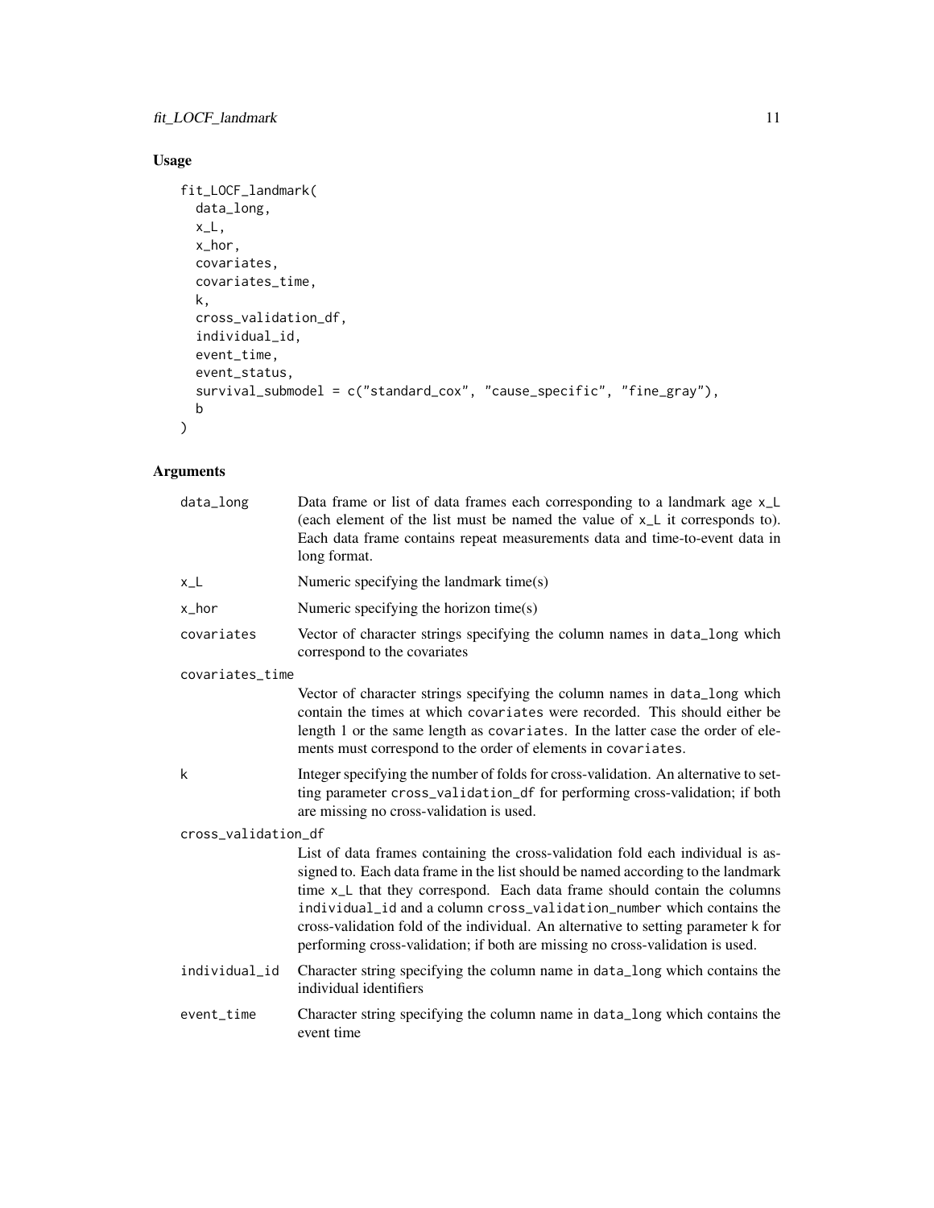## Usage

```
fit_LOCF_landmark(
  data_long,
  x_L,
  x_hor,
  covariates,
  covariates_time,
  k,
  cross_validation_df,
  individual_id,
  event_time,
  event_status,
  survival_submodel = c("standard_cox", "cause_specific", "fine_gray"),
  b
)
```

## Arguments

| | |
|---|---|
| data_long | Data frame or list of data frames each corresponding to a landmark age x_L (each element of the list must be named the value of x_L it corresponds to). Each data frame contains repeat measurements data and time-to-event data in long format. |
| x_L | Numeric specifying the landmark time(s) |
| x_hor | Numeric specifying the horizon time(s) |
| covariates | Vector of character strings specifying the column names in data_long which correspond to the covariates |
| covariates_time | Vector of character strings specifying the column names in data_long which contain the times at which covariates were recorded. This should either be length 1 or the same length as covariates. In the latter case the order of elements must correspond to the order of elements in covariates. |
| k | Integer specifying the number of folds for cross-validation. An alternative to setting parameter cross_validation_df for performing cross-validation; if both are missing no cross-validation is used. |
| cross_validation_df | List of data frames containing the cross-validation fold each individual is assigned to. Each data frame in the list should be named according to the landmark time x_L that they correspond. Each data frame should contain the columns individual_id and a column cross_validation_number which contains the cross-validation fold of the individual. An alternative to setting parameter k for performing cross-validation; if both are missing no cross-validation is used. |
| individual_id | Character string specifying the column name in data_long which contains the individual identifiers |
| event_time | Character string specifying the column name in data_long which contains the event time |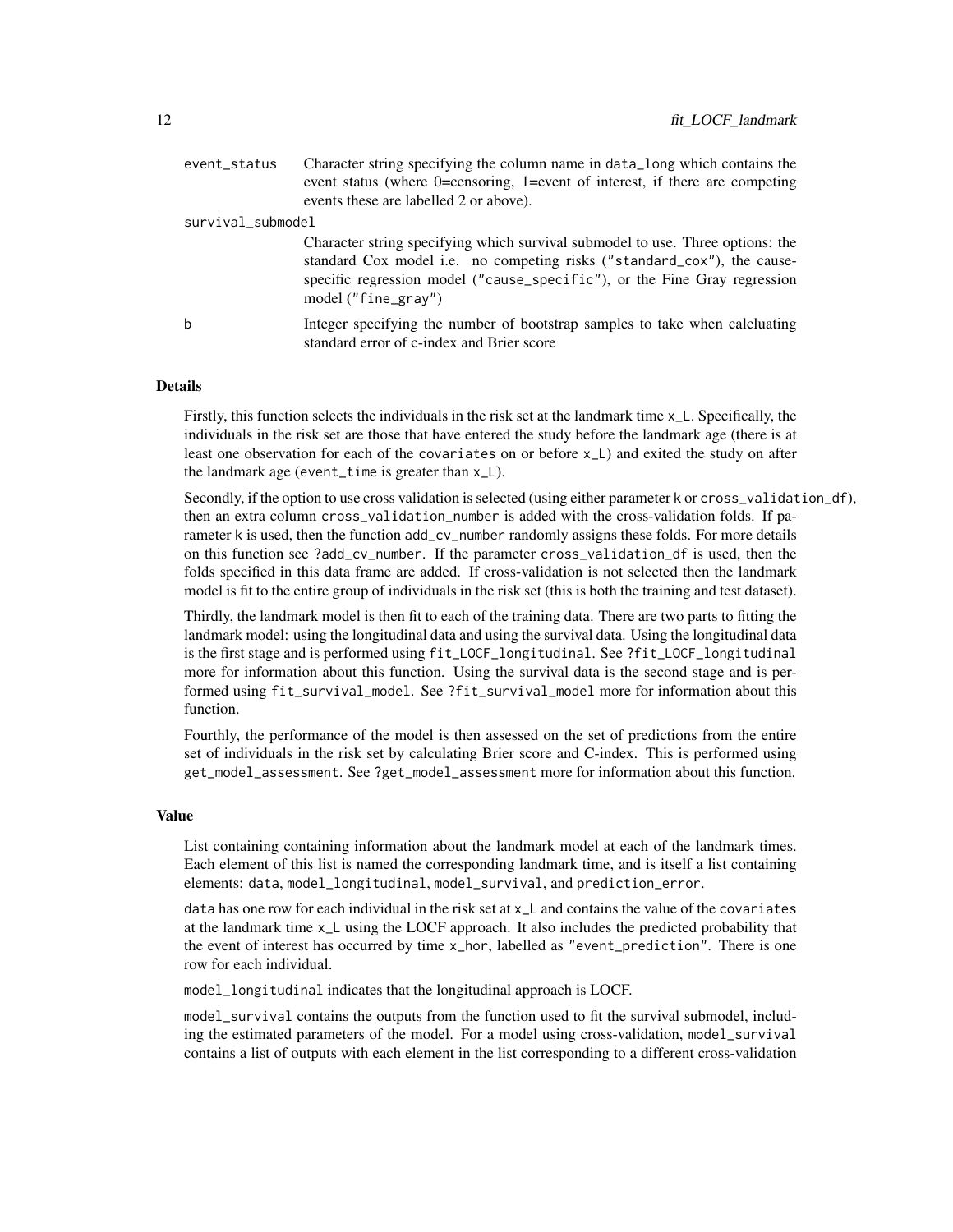event_status
: Character string specifying the column name in `data_long` which contains the event status (where 0=censoring, 1=event of interest, if there are competing events these are labelled 2 or above).

survival_submodel
: Character string specifying which survival submodel to use. Three options: the standard Cox model i.e. no competing risks (`"standard_cox"`), the cause-specific regression model (`"cause_specific"`), or the Fine Gray regression model (`"fine_gray"`)

b
: Integer specifying the number of bootstrap samples to take when calcluating standard error of c-index and Brier score

### Details

Firstly, this function selects the individuals in the risk set at the landmark time `x_L`. Specifically, the individuals in the risk set are those that have entered the study before the landmark age (there is at least one observation for each of the `covariates` on or before `x_L`) and exited the study on after the landmark age (`event_time` is greater than `x_L`).

Secondly, if the option to use cross validation is selected (using either parameter `k` or `cross_validation_df`), then an extra column `cross_validation_number` is added with the cross-validation folds. If parameter `k` is used, then the function `add_cv_number` randomly assigns these folds. For more details on this function see `?add_cv_number`. If the parameter `cross_validation_df` is used, then the folds specified in this data frame are added. If cross-validation is not selected then the landmark model is fit to the entire group of individuals in the risk set (this is both the training and test dataset).

Thirdly, the landmark model is then fit to each of the training data. There are two parts to fitting the landmark model: using the longitudinal data and using the survival data. Using the longitudinal data is the first stage and is performed using `fit_LOCF_longitudinal`. See `?fit_LOCF_longitudinal` more for information about this function. Using the survival data is the second stage and is performed using `fit_survival_model`. See `?fit_survival_model` more for information about this function.

Fourthly, the performance of the model is then assessed on the set of predictions from the entire set of individuals in the risk set by calculating Brier score and C-index. This is performed using `get_model_assessment`. See `?get_model_assessment` more for information about this function.

### Value

List containing containing information about the landmark model at each of the landmark times. Each element of this list is named the corresponding landmark time, and is itself a list containing elements: `data`, `model_longitudinal`, `model_survival`, and `prediction_error`.

`data` has one row for each individual in the risk set at `x_L` and contains the value of the `covariates` at the landmark time `x_L` using the LOCF approach. It also includes the predicted probability that the event of interest has occurred by time `x_hor`, labelled as `"event_prediction"`. There is one row for each individual.

`model_longitudinal` indicates that the longitudinal approach is LOCF.

`model_survival` contains the outputs from the function used to fit the survival submodel, including the estimated parameters of the model. For a model using cross-validation, `model_survival` contains a list of outputs with each element in the list corresponding to a different cross-validation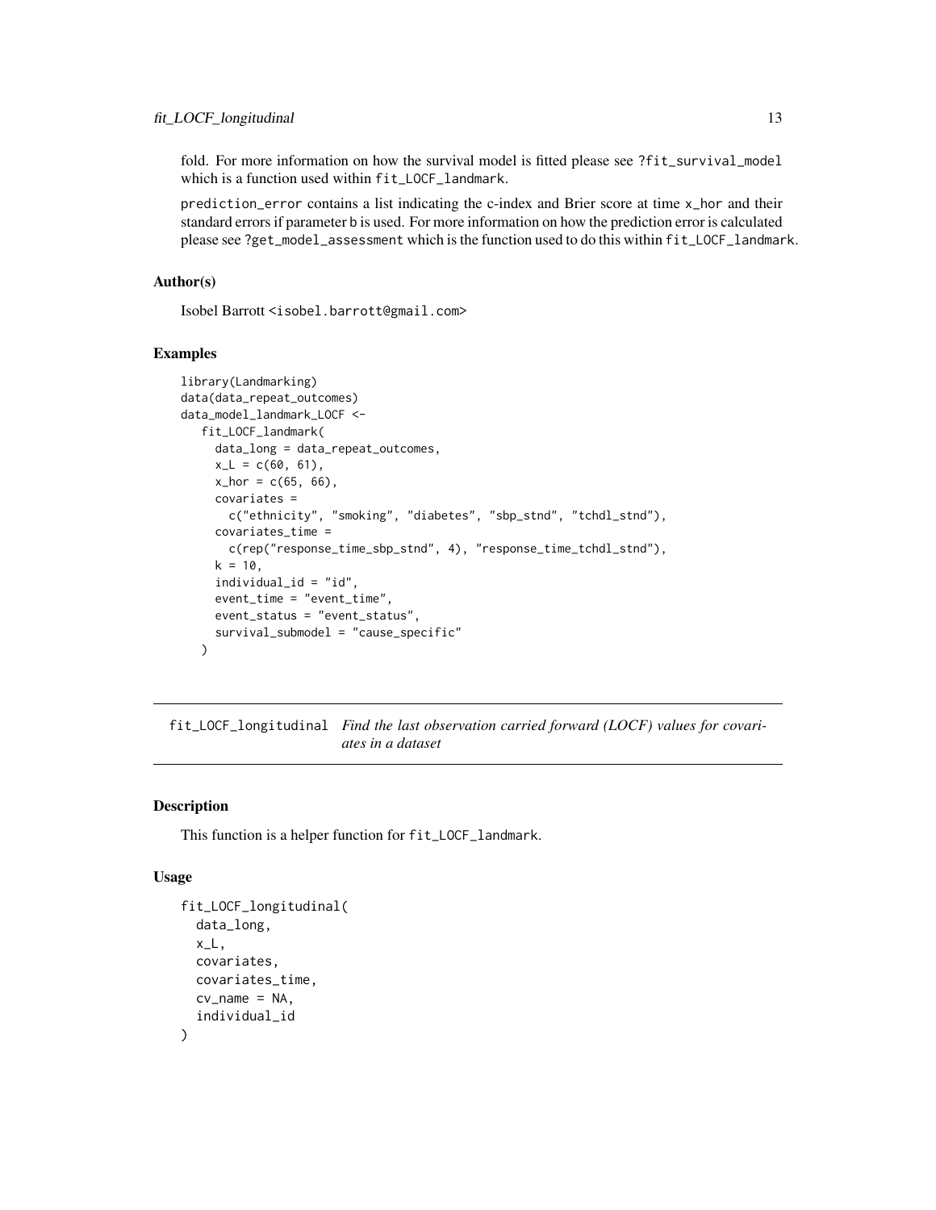fold. For more information on how the survival model is fitted please see `?fit_survival_model` which is a function used within `fit_LOCF_landmark`.

`prediction_error` contains a list indicating the c-index and Brier score at time `x_hor` and their standard errors if parameter `b` is used. For more information on how the prediction error is calculated please see `?get_model_assessment` which is the function used to do this within `fit_LOCF_landmark`.

### Author(s)

Isobel Barrott <isobel.barrott@gmail.com>

### Examples

```
library(Landmarking)
data(data_repeat_outcomes)
data_model_landmark_LOCF <-
  fit_LOCF_landmark(
    data_long = data_repeat_outcomes,
    x_L = c(60, 61),
    x_hor = c(65, 66),
    covariates =
      c("ethnicity", "smoking", "diabetes", "sbp_stnd", "tchdl_stnd"),
    covariates_time =
      c(rep("response_time_sbp_stnd", 4), "response_time_tchdl_stnd"),
    k = 10,
    individual_id = "id",
    event_time = "event_time",
    event_status = "event_status",
    survival_submodel = "cause_specific"
  )
```

## fit_LOCF_longitudinal *Find the last observation carried forward (LOCF) values for covariates in a dataset*

### Description

This function is a helper function for `fit_LOCF_landmark`.

### Usage

```
fit_LOCF_longitudinal(
  data_long,
  x_L,
  covariates,
  covariates_time,
  cv_name = NA,
  individual_id
)
```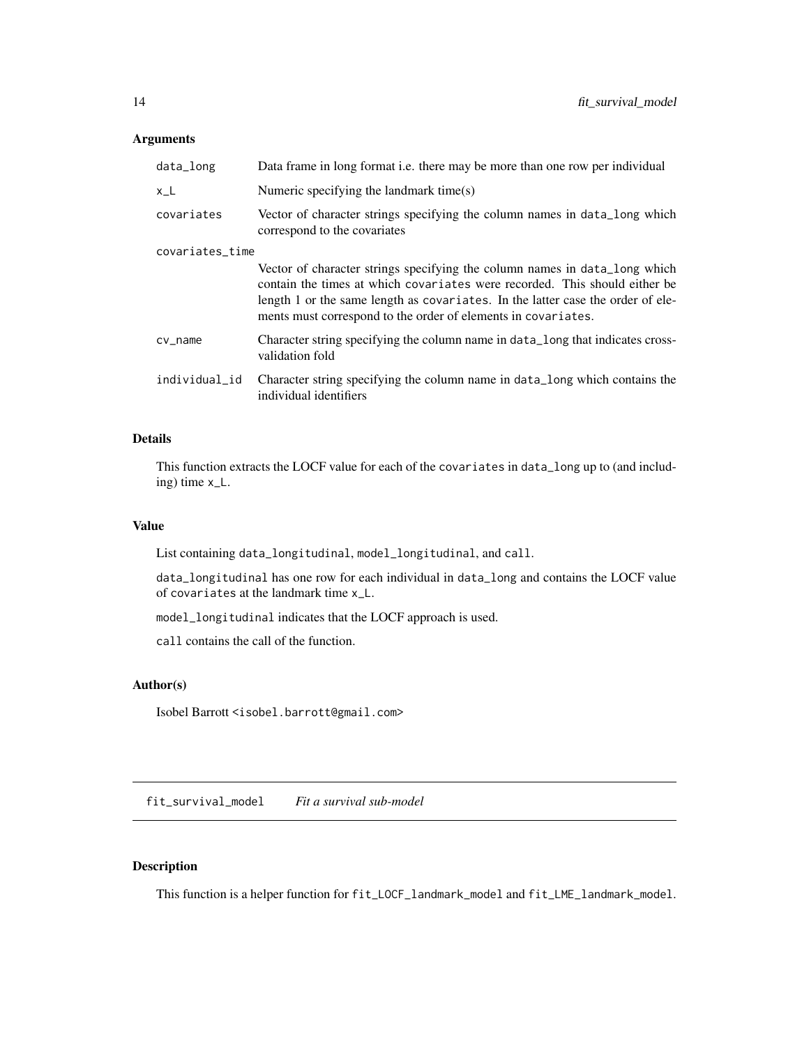### Arguments

| | |
|---|---|
| `data_long` | Data frame in long format i.e. there may be more than one row per individual |
| `x_L` | Numeric specifying the landmark time(s) |
| `covariates` | Vector of character strings specifying the column names in `data_long` which correspond to the covariates |
| `covariates_time` | Vector of character strings specifying the column names in `data_long` which contain the times at which `covariates` were recorded. This should either be length 1 or the same length as `covariates`. In the latter case the order of elements must correspond to the order of elements in `covariates`. |
| `cv_name` | Character string specifying the column name in `data_long` that indicates cross-validation fold |
| `individual_id` | Character string specifying the column name in `data_long` which contains the individual identifiers |

### Details

This function extracts the LOCF value for each of the `covariates` in `data_long` up to (and including) time `x_L`.

### Value

List containing `data_longitudinal`, `model_longitudinal`, and `call`.

`data_longitudinal` has one row for each individual in `data_long` and contains the LOCF value of `covariates` at the landmark time `x_L`.

`model_longitudinal` indicates that the LOCF approach is used.

`call` contains the call of the function.

### Author(s)

Isobel Barrott <isobel.barrott@gmail.com>

---

## `fit_survival_model` *Fit a survival sub-model*

---

### Description

This function is a helper function for `fit_LOCF_landmark_model` and `fit_LME_landmark_model`.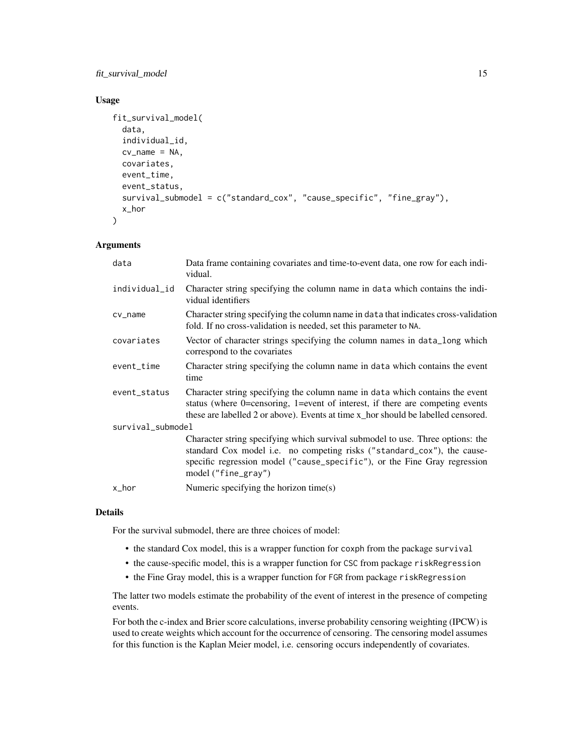## Usage

```
fit_survival_model(
  data,
  individual_id,
  cv_name = NA,
  covariates,
  event_time,
  event_status,
  survival_submodel = c("standard_cox", "cause_specific", "fine_gray"),
  x_hor
)
```

## Arguments

| | |
|---|---|
| data | Data frame containing covariates and time-to-event data, one row for each individual. |
| individual_id | Character string specifying the column name in data which contains the individual identifiers |
| cv_name | Character string specifying the column name in data that indicates cross-validation fold. If no cross-validation is needed, set this parameter to NA. |
| covariates | Vector of character strings specifying the column names in data_long which correspond to the covariates |
| event_time | Character string specifying the column name in data which contains the event time |
| event_status | Character string specifying the column name in data which contains the event status (where 0=censoring, 1=event of interest, if there are competing events these are labelled 2 or above). Events at time x_hor should be labelled censored. |
| survival_submodel | Character string specifying which survival submodel to use. Three options: the standard Cox model i.e. no competing risks ("standard_cox"), the cause-specific regression model ("cause_specific"), or the Fine Gray regression model ("fine_gray") |
| x_hor | Numeric specifying the horizon time(s) |

## Details

For the survival submodel, there are three choices of model:

- the standard Cox model, this is a wrapper function for coxph from the package survival
- the cause-specific model, this is a wrapper function for CSC from package riskRegression
- the Fine Gray model, this is a wrapper function for FGR from package riskRegression

The latter two models estimate the probability of the event of interest in the presence of competing events.

For both the c-index and Brier score calculations, inverse probability censoring weighting (IPCW) is used to create weights which account for the occurrence of censoring. The censoring model assumes for this function is the Kaplan Meier model, i.e. censoring occurs independently of covariates.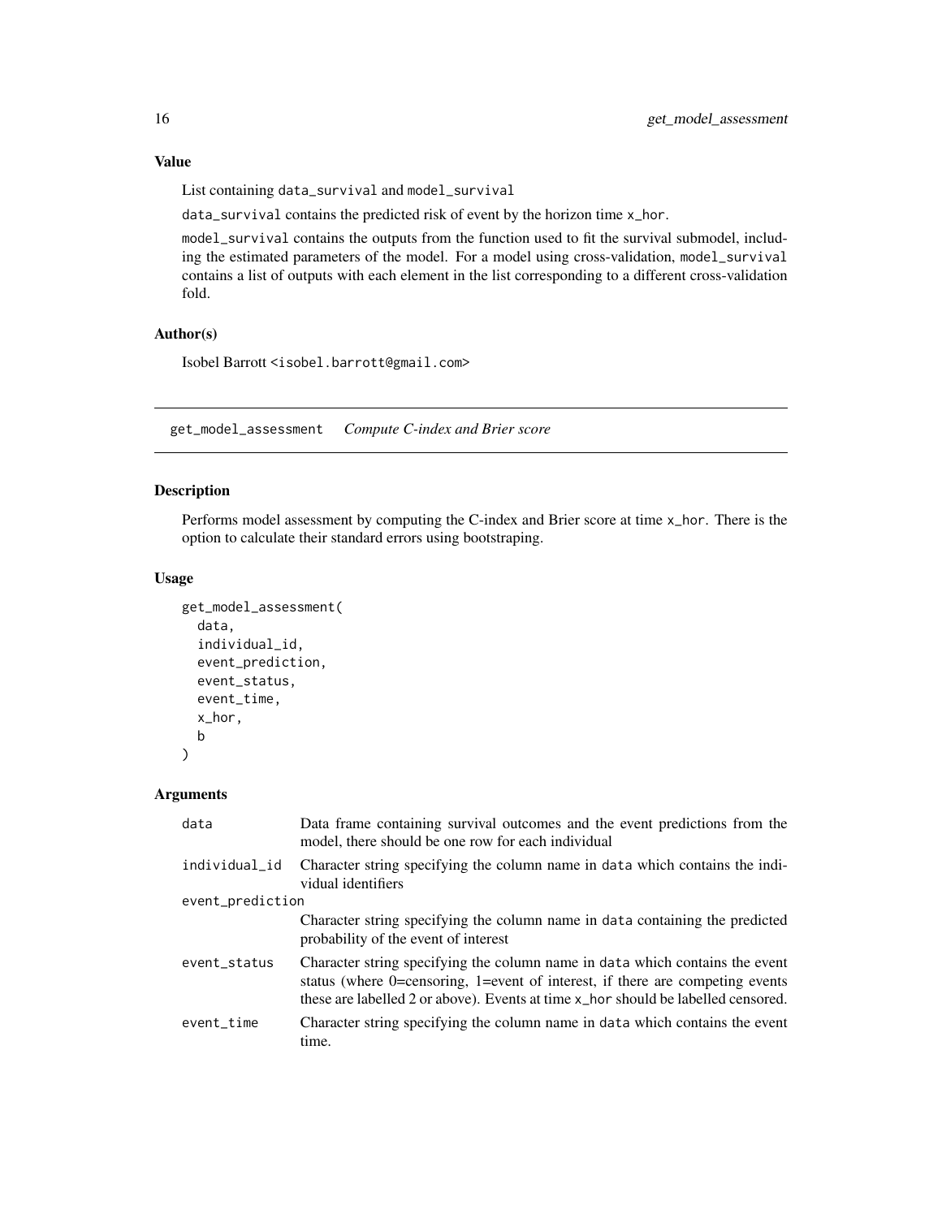### Value

List containing data_survival and model_survival

data_survival contains the predicted risk of event by the horizon time x_hor.

model_survival contains the outputs from the function used to fit the survival submodel, including the estimated parameters of the model. For a model using cross-validation, model_survival contains a list of outputs with each element in the list corresponding to a different cross-validation fold.

### Author(s)

Isobel Barrott <isobel.barrott@gmail.com>

---

## get_model_assessment *Compute C-index and Brier score*

### Description

Performs model assessment by computing the C-index and Brier score at time x_hor. There is the option to calculate their standard errors using bootstraping.

### Usage

```
get_model_assessment(
  data,
  individual_id,
  event_prediction,
  event_status,
  event_time,
  x_hor,
  b
)
```

### Arguments

| | |
|---|---|
| data | Data frame containing survival outcomes and the event predictions from the model, there should be one row for each individual |
| individual_id | Character string specifying the column name in data which contains the individual identifiers |
| event_prediction | Character string specifying the column name in data containing the predicted probability of the event of interest |
| event_status | Character string specifying the column name in data which contains the event status (where 0=censoring, 1=event of interest, if there are competing events these are labelled 2 or above). Events at time x_hor should be labelled censored. |
| event_time | Character string specifying the column name in data which contains the event time. |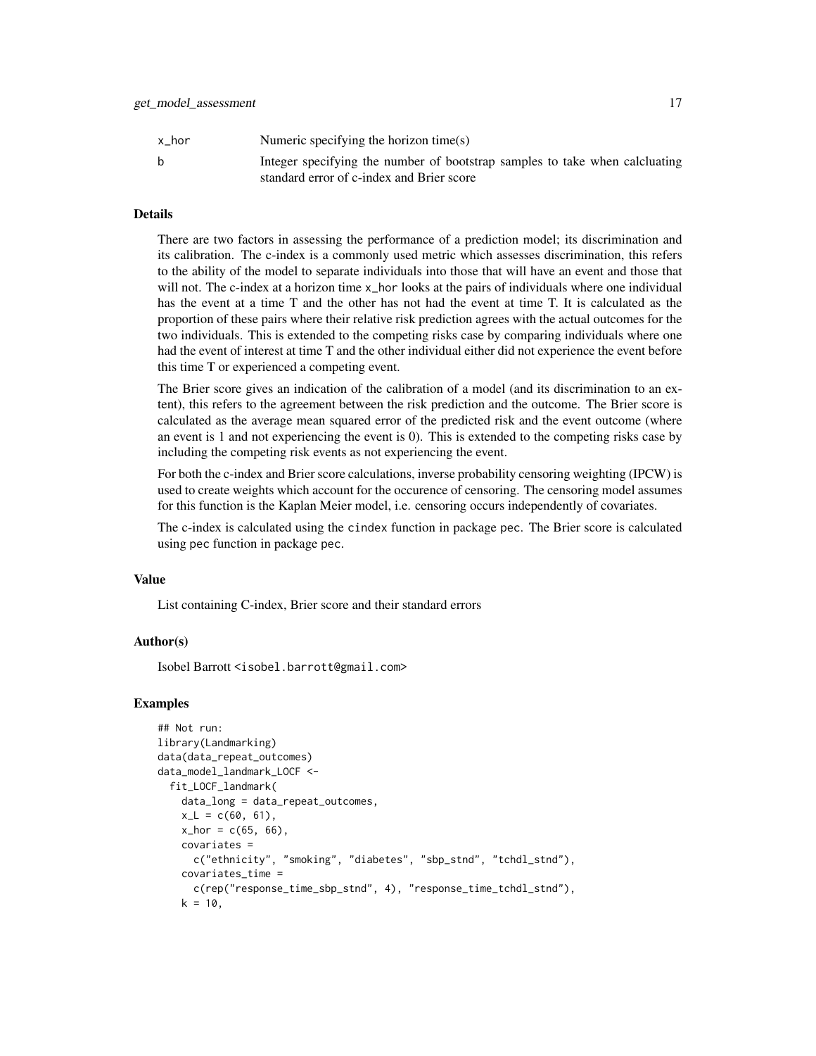| | |
|---|---|
| x_hor | Numeric specifying the horizon time(s) |
| b | Integer specifying the number of bootstrap samples to take when calcluating standard error of c-index and Brier score |

### Details

There are two factors in assessing the performance of a prediction model; its discrimination and its calibration. The c-index is a commonly used metric which assesses discrimination, this refers to the ability of the model to separate individuals into those that will have an event and those that will not. The c-index at a horizon time x_hor looks at the pairs of individuals where one individual has the event at a time T and the other has not had the event at time T. It is calculated as the proportion of these pairs where their relative risk prediction agrees with the actual outcomes for the two individuals. This is extended to the competing risks case by comparing individuals where one had the event of interest at time T and the other individual either did not experience the event before this time T or experienced a competing event.

The Brier score gives an indication of the calibration of a model (and its discrimination to an extent), this refers to the agreement between the risk prediction and the outcome. The Brier score is calculated as the average mean squared error of the predicted risk and the event outcome (where an event is 1 and not experiencing the event is 0). This is extended to the competing risks case by including the competing risk events as not experiencing the event.

For both the c-index and Brier score calculations, inverse probability censoring weighting (IPCW) is used to create weights which account for the occurence of censoring. The censoring model assumes for this function is the Kaplan Meier model, i.e. censoring occurs independently of covariates.

The c-index is calculated using the cindex function in package pec. The Brier score is calculated using pec function in package pec.

### Value

List containing C-index, Brier score and their standard errors

### Author(s)

Isobel Barrott <isobel.barrott@gmail.com>

### Examples

```
## Not run:
library(Landmarking)
data(data_repeat_outcomes)
data_model_landmark_LOCF <-
  fit_LOCF_landmark(
    data_long = data_repeat_outcomes,
    x_L = c(60, 61),
    x_hor = c(65, 66),
    covariates =
      c("ethnicity", "smoking", "diabetes", "sbp_stnd", "tchdl_stnd"),
    covariates_time =
      c(rep("response_time_sbp_stnd", 4), "response_time_tchdl_stnd"),
    k = 10,
```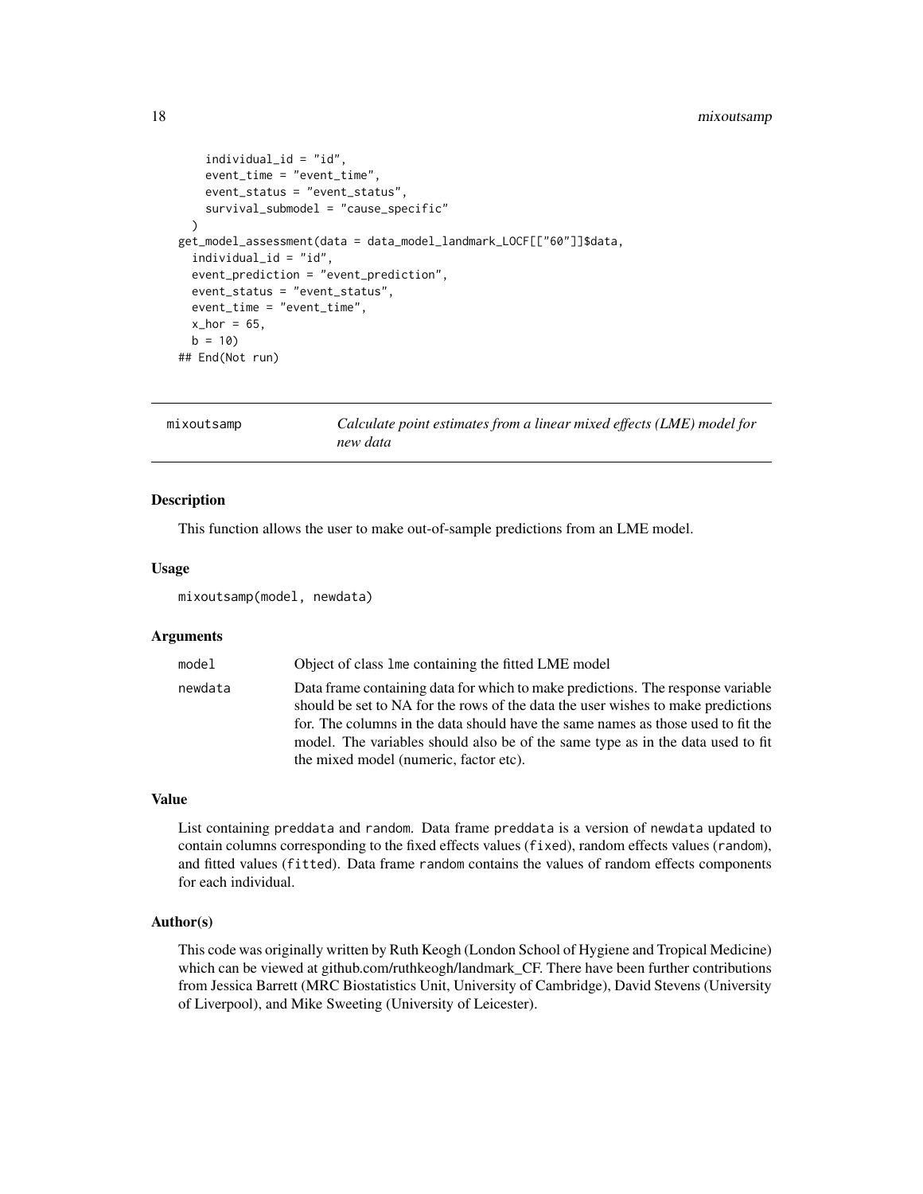```
    individual_id = "id",
    event_time = "event_time",
    event_status = "event_status",
    survival_submodel = "cause_specific"
  )
get_model_assessment(data = data_model_landmark_LOCF[["60"]]$data,
  individual_id = "id",
  event_prediction = "event_prediction",
  event_status = "event_status",
  event_time = "event_time",
  x_hor = 65,
  b = 10)
## End(Not run)
```

---

## mixoutsamp — *Calculate point estimates from a linear mixed effects (LME) model for new data*

---

### Description

This function allows the user to make out-of-sample predictions from an LME model.

### Usage

```
mixoutsamp(model, newdata)
```

### Arguments

| | |
|---|---|
| `model` | Object of class `lme` containing the fitted LME model |
| `newdata` | Data frame containing data for which to make predictions. The response variable should be set to NA for the rows of the data the user wishes to make predictions for. The columns in the data should have the same names as those used to fit the model. The variables should also be of the same type as in the data used to fit the mixed model (numeric, factor etc). |

### Value

List containing `preddata` and `random`. Data frame `preddata` is a version of `newdata` updated to contain columns corresponding to the fixed effects values (`fixed`), random effects values (`random`), and fitted values (`fitted`). Data frame `random` contains the values of random effects components for each individual.

### Author(s)

This code was originally written by Ruth Keogh (London School of Hygiene and Tropical Medicine) which can be viewed at github.com/ruthkeogh/landmark_CF. There have been further contributions from Jessica Barrett (MRC Biostatistics Unit, University of Cambridge), David Stevens (University of Liverpool), and Mike Sweeting (University of Leicester).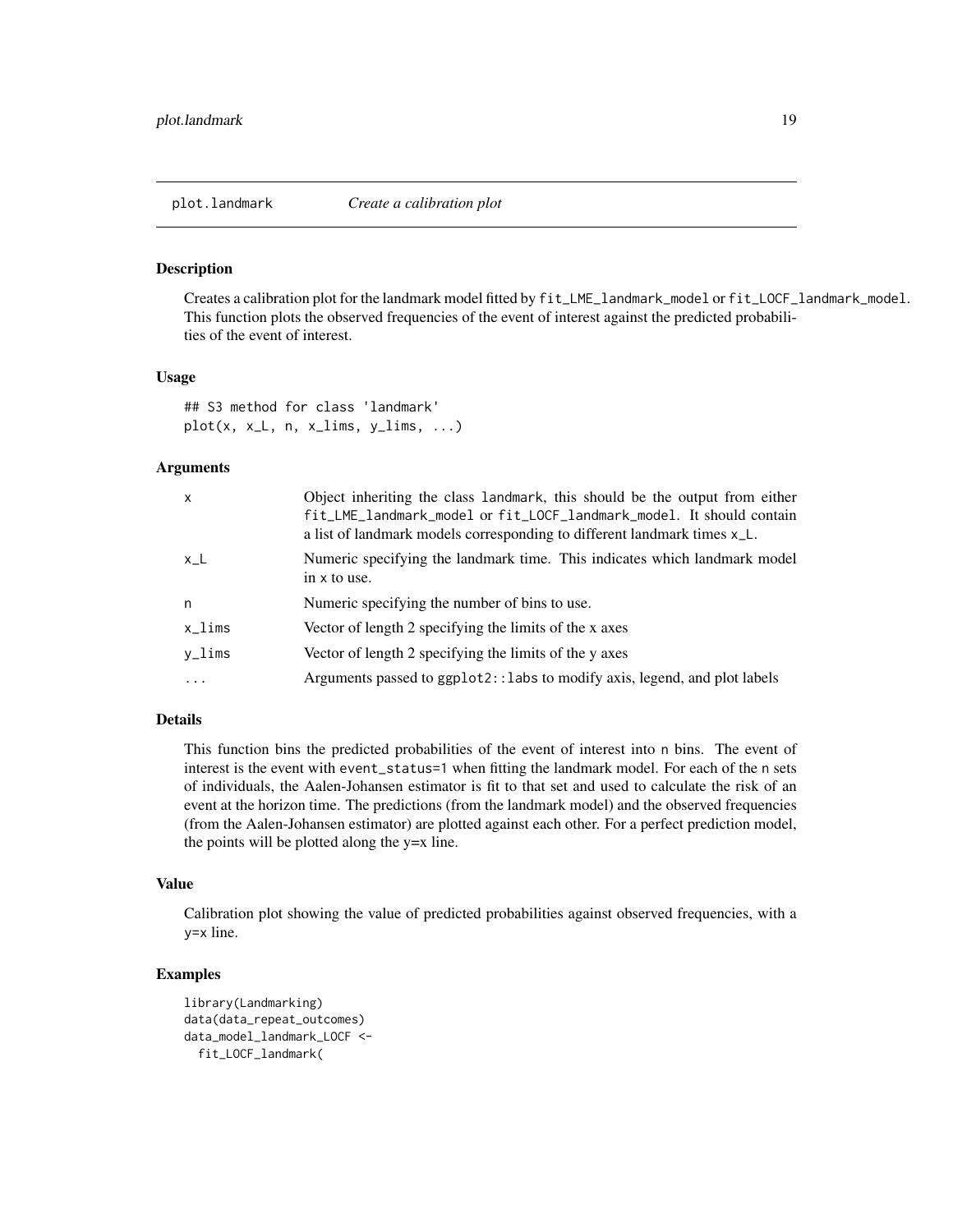## plot.landmark *Create a calibration plot*

### Description

Creates a calibration plot for the landmark model fitted by `fit_LME_landmark_model` or `fit_LOCF_landmark_model`. This function plots the observed frequencies of the event of interest against the predicted probabilities of the event of interest.

### Usage

```
## S3 method for class 'landmark'
plot(x, x_L, n, x_lims, y_lims, ...)
```

### Arguments

| | |
|---|---|
| `x` | Object inheriting the class `landmark`, this should be the output from either `fit_LME_landmark_model` or `fit_LOCF_landmark_model`. It should contain a list of landmark models corresponding to different landmark times `x_L`. |
| `x_L` | Numeric specifying the landmark time. This indicates which landmark model in `x` to use. |
| `n` | Numeric specifying the number of bins to use. |
| `x_lims` | Vector of length 2 specifying the limits of the x axes |
| `y_lims` | Vector of length 2 specifying the limits of the y axes |
| `...` | Arguments passed to `ggplot2::labs` to modify axis, legend, and plot labels |

### Details

This function bins the predicted probabilities of the event of interest into `n` bins. The event of interest is the event with `event_status=1` when fitting the landmark model. For each of the `n` sets of individuals, the Aalen-Johansen estimator is fit to that set and used to calculate the risk of an event at the horizon time. The predictions (from the landmark model) and the observed frequencies (from the Aalen-Johansen estimator) are plotted against each other. For a perfect prediction model, the points will be plotted along the y=x line.

### Value

Calibration plot showing the value of predicted probabilities against observed frequencies, with a `y=x` line.

### Examples

```
library(Landmarking)
data(data_repeat_outcomes)
data_model_landmark_LOCF <-
  fit_LOCF_landmark(
```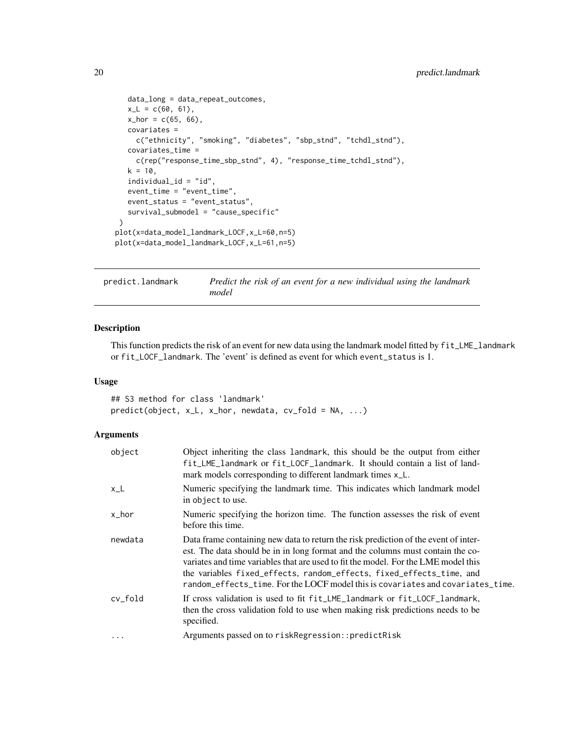```
    data_long = data_repeat_outcomes,
    x_L = c(60, 61),
    x_hor = c(65, 66),
    covariates =
      c("ethnicity", "smoking", "diabetes", "sbp_stnd", "tchdl_stnd"),
    covariates_time =
      c(rep("response_time_sbp_stnd", 4), "response_time_tchdl_stnd"),
    k = 10,
    individual_id = "id",
    event_time = "event_time",
    event_status = "event_status",
    survival_submodel = "cause_specific"
  )
plot(x=data_model_landmark_LOCF,x_L=60,n=5)
plot(x=data_model_landmark_LOCF,x_L=61,n=5)
```

## predict.landmark — *Predict the risk of an event for a new individual using the landmark model*

### Description

This function predicts the risk of an event for new data using the landmark model fitted by `fit_LME_landmark` or `fit_LOCF_landmark`. The 'event' is defined as event for which `event_status` is 1.

### Usage

```
## S3 method for class 'landmark'
predict(object, x_L, x_hor, newdata, cv_fold = NA, ...)
```

### Arguments

| | |
|---|---|
| `object` | Object inheriting the class `landmark`, this should be the output from either `fit_LME_landmark` or `fit_LOCF_landmark`. It should contain a list of landmark models corresponding to different landmark times `x_L`. |
| `x_L` | Numeric specifying the landmark time. This indicates which landmark model in `object` to use. |
| `x_hor` | Numeric specifying the horizon time. The function assesses the risk of event before this time. |
| `newdata` | Data frame containing new data to return the risk prediction of the event of interest. The data should be in in long format and the columns must contain the covariates and time variables that are used to fit the model. For the LME model this the variables `fixed_effects`, `random_effects`, `fixed_effects_time`, and `random_effects_time`. For the LOCF model this is `covariates` and `covariates_time`. |
| `cv_fold` | If cross validation is used to fit `fit_LME_landmark` or `fit_LOCF_landmark`, then the cross validation fold to use when making risk predictions needs to be specified. |
| `...` | Arguments passed on to `riskRegression::predictRisk` |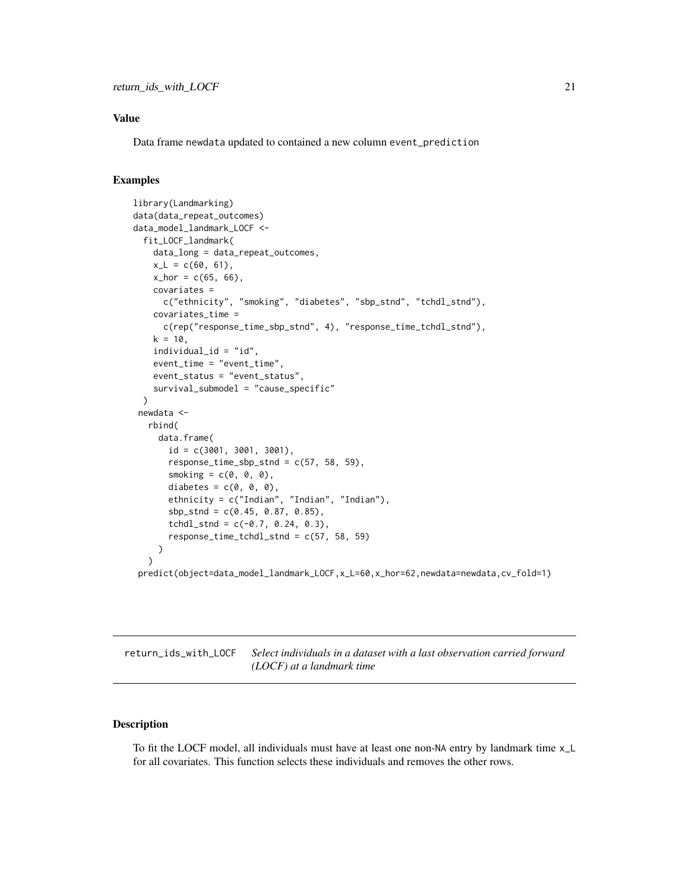### Value

Data frame newdata updated to contained a new column event_prediction

### Examples

```
library(Landmarking)
data(data_repeat_outcomes)
data_model_landmark_LOCF <-
  fit_LOCF_landmark(
    data_long = data_repeat_outcomes,
    x_L = c(60, 61),
    x_hor = c(65, 66),
    covariates =
      c("ethnicity", "smoking", "diabetes", "sbp_stnd", "tchdl_stnd"),
    covariates_time =
      c(rep("response_time_sbp_stnd", 4), "response_time_tchdl_stnd"),
    k = 10,
    individual_id = "id",
    event_time = "event_time",
    event_status = "event_status",
    survival_submodel = "cause_specific"
  )
 newdata <-
   rbind(
     data.frame(
       id = c(3001, 3001, 3001),
       response_time_sbp_stnd = c(57, 58, 59),
       smoking = c(0, 0, 0),
       diabetes = c(0, 0, 0),
       ethnicity = c("Indian", "Indian", "Indian"),
       sbp_stnd = c(0.45, 0.87, 0.85),
       tchdl_stnd = c(-0.7, 0.24, 0.3),
       response_time_tchdl_stnd = c(57, 58, 59)
     )
   )
 predict(object=data_model_landmark_LOCF,x_L=60,x_hor=62,newdata=newdata,cv_fold=1)
```

---

## return_ids_with_LOCF *Select individuals in a dataset with a last observation carried forward (LOCF) at a landmark time*

---

### Description

To fit the LOCF model, all individuals must have at least one non-NA entry by landmark time x_L for all covariates. This function selects these individuals and removes the other rows.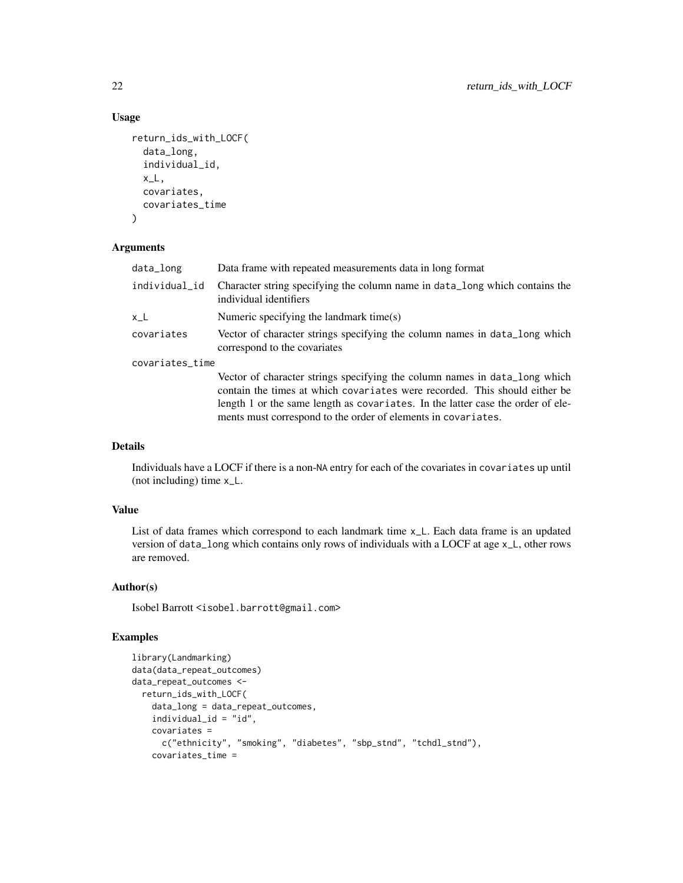## Usage

```
return_ids_with_LOCF(
  data_long,
  individual_id,
  x_L,
  covariates,
  covariates_time
)
```

## Arguments

| | |
|---|---|
| data_long | Data frame with repeated measurements data in long format |
| individual_id | Character string specifying the column name in data_long which contains the individual identifiers |
| x_L | Numeric specifying the landmark time(s) |
| covariates | Vector of character strings specifying the column names in data_long which correspond to the covariates |
| covariates_time | Vector of character strings specifying the column names in data_long which contain the times at which covariates were recorded. This should either be length 1 or the same length as covariates. In the latter case the order of elements must correspond to the order of elements in covariates. |

## Details

Individuals have a LOCF if there is a non-NA entry for each of the covariates in covariates up until (not including) time x_L.

## Value

List of data frames which correspond to each landmark time x_L. Each data frame is an updated version of data_long which contains only rows of individuals with a LOCF at age x_L, other rows are removed.

## Author(s)

Isobel Barrott <isobel.barrott@gmail.com>

## Examples

```
library(Landmarking)
data(data_repeat_outcomes)
data_repeat_outcomes <-
  return_ids_with_LOCF(
    data_long = data_repeat_outcomes,
    individual_id = "id",
    covariates =
      c("ethnicity", "smoking", "diabetes", "sbp_stnd", "tchdl_stnd"),
    covariates_time =
```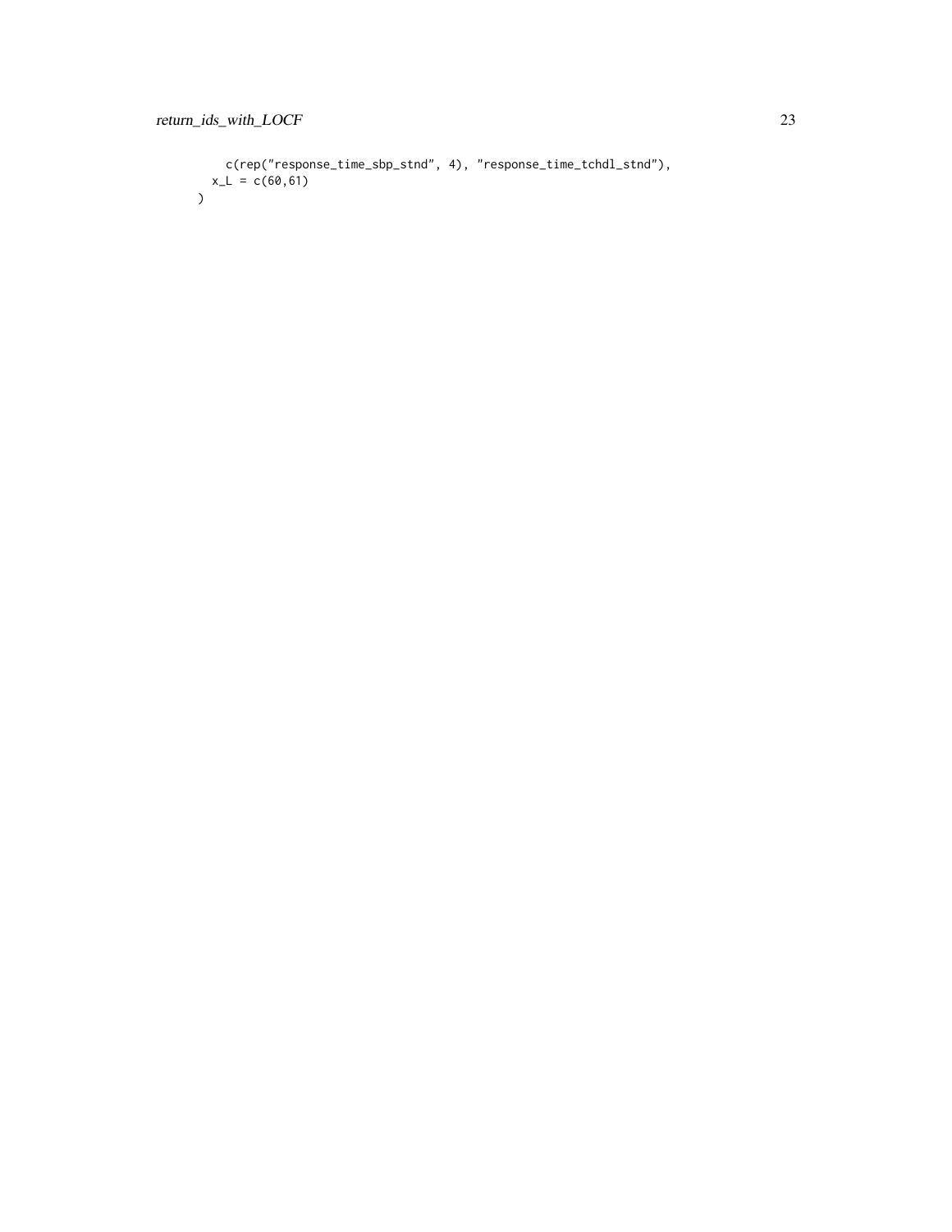```
    c(rep("response_time_sbp_stnd", 4), "response_time_tchdl_stnd"),
  x_L = c(60,61)
)
```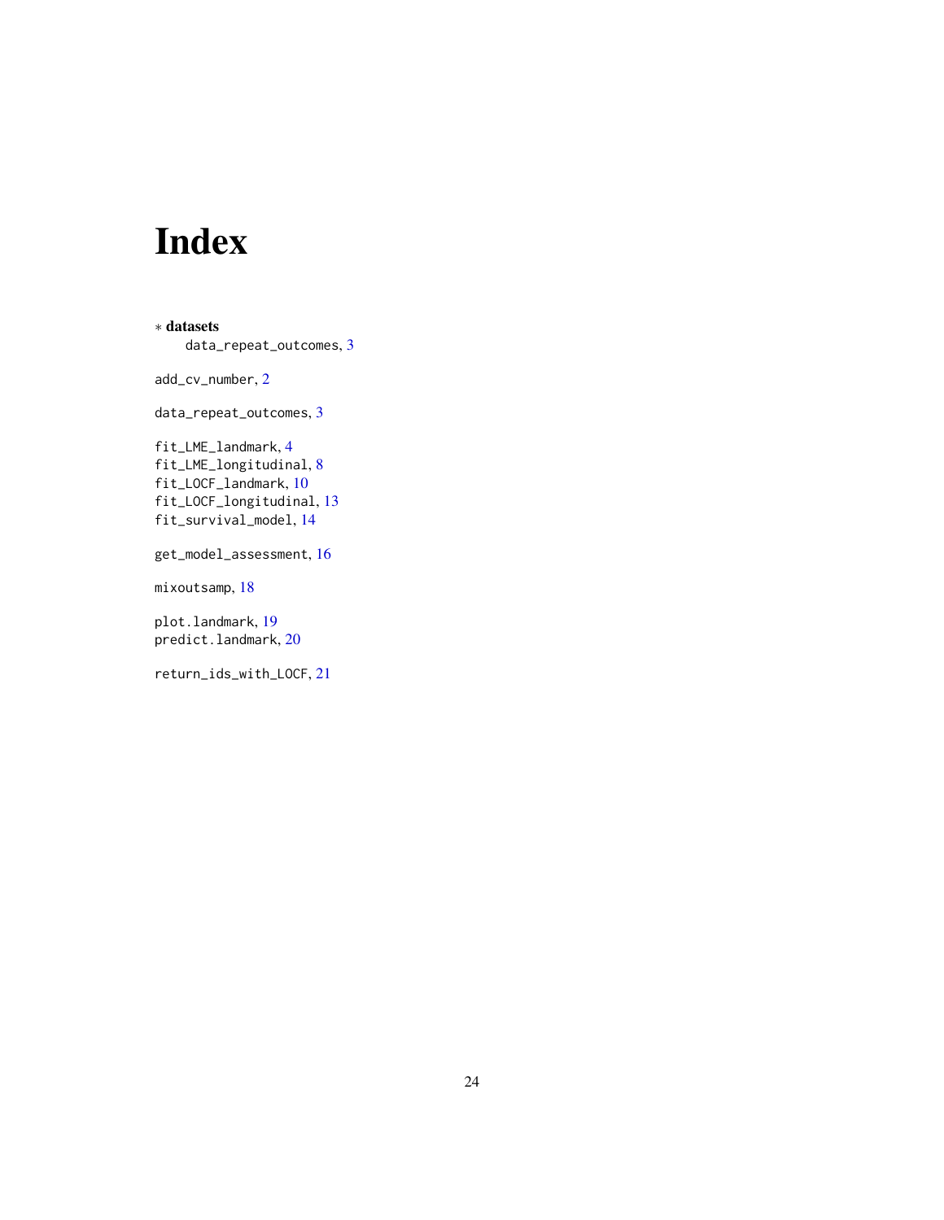# Index

∗ **datasets**
  data_repeat_outcomes, 3

add_cv_number, 2

data_repeat_outcomes, 3

fit_LME_landmark, 4
fit_LME_longitudinal, 8
fit_LOCF_landmark, 10
fit_LOCF_longitudinal, 13
fit_survival_model, 14

get_model_assessment, 16

mixoutsamp, 18

plot.landmark, 19
predict.landmark, 20

return_ids_with_LOCF, 21